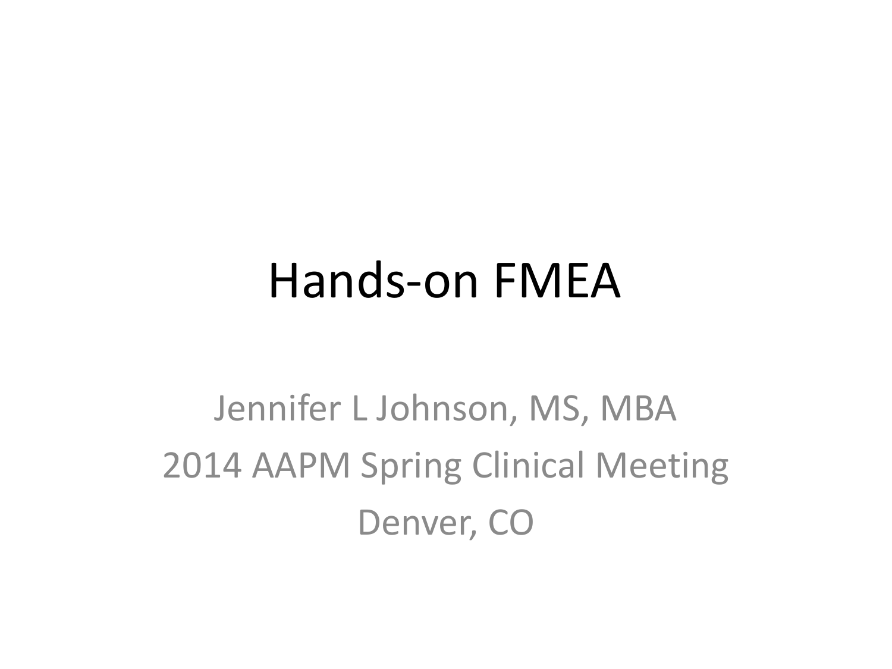# Hands-on FMEA

Jennifer L Johnson, MS, MBA

2014 AAPM Spring Clinical Meeting

Denver, CO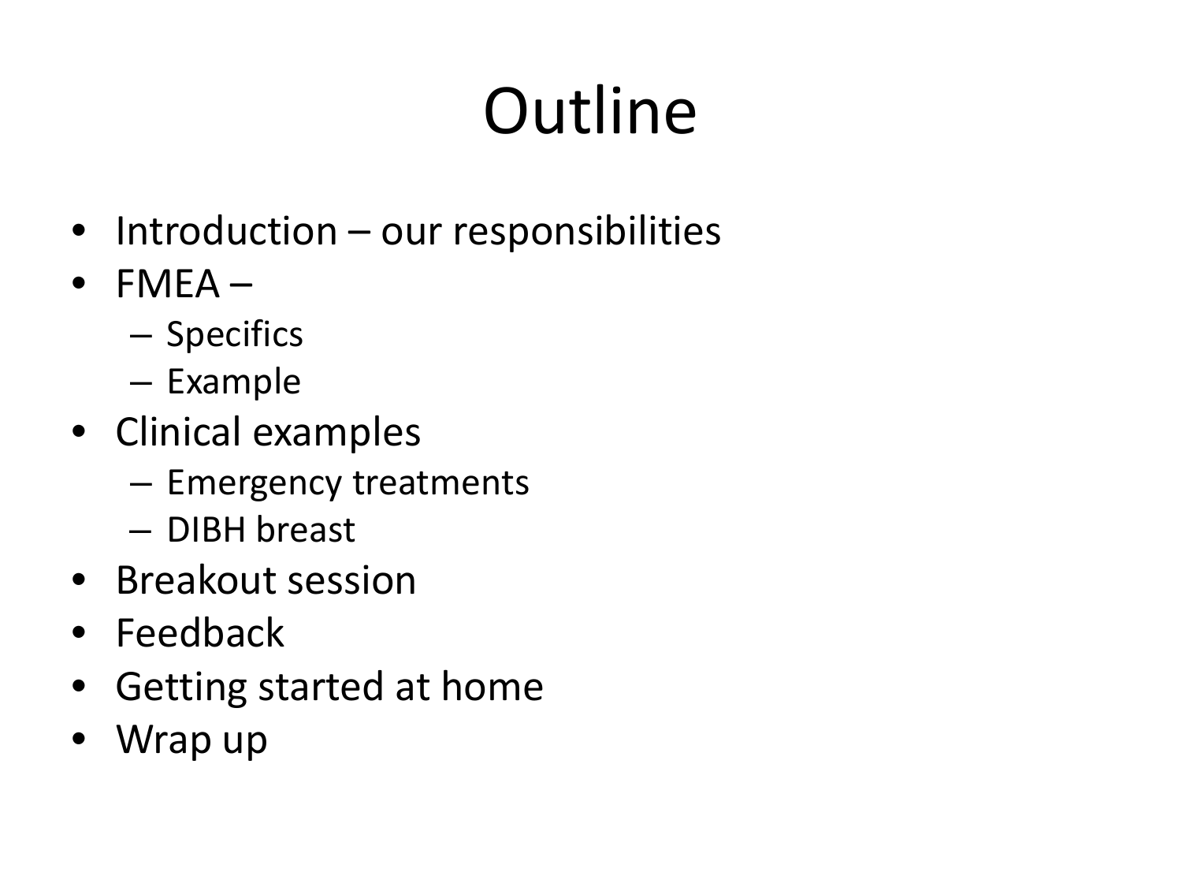# Outline

- Introduction – our responsibilities
- FMEA –
  - Specifics
  - Example
- Clinical examples
  - Emergency treatments
  - DIBH breast
- Breakout session
- Feedback
- Getting started at home
- Wrap up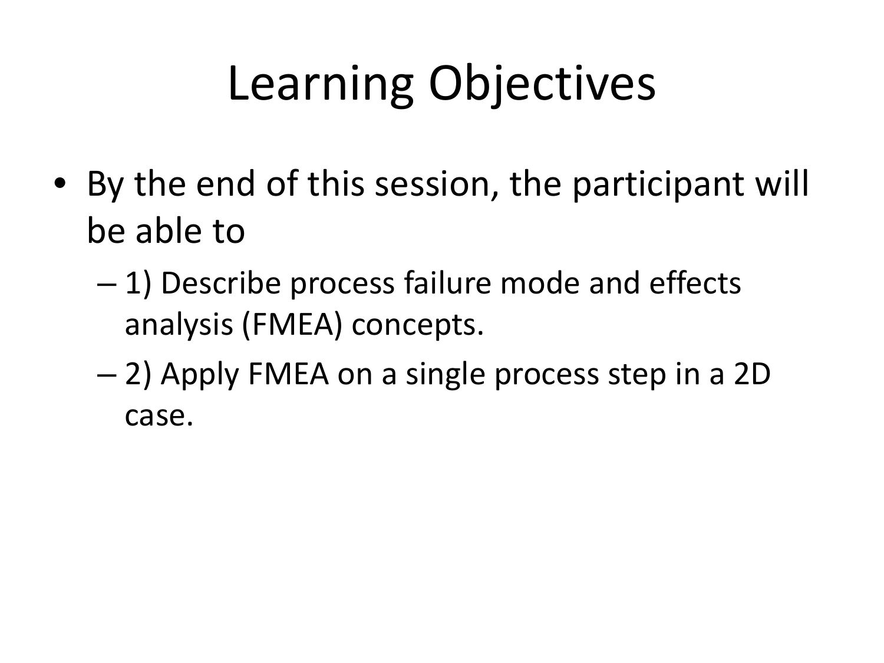# Learning Objectives

- By the end of this session, the participant will be able to
  - 1) Describe process failure mode and effects analysis (FMEA) concepts.
  - 2) Apply FMEA on a single process step in a 2D case.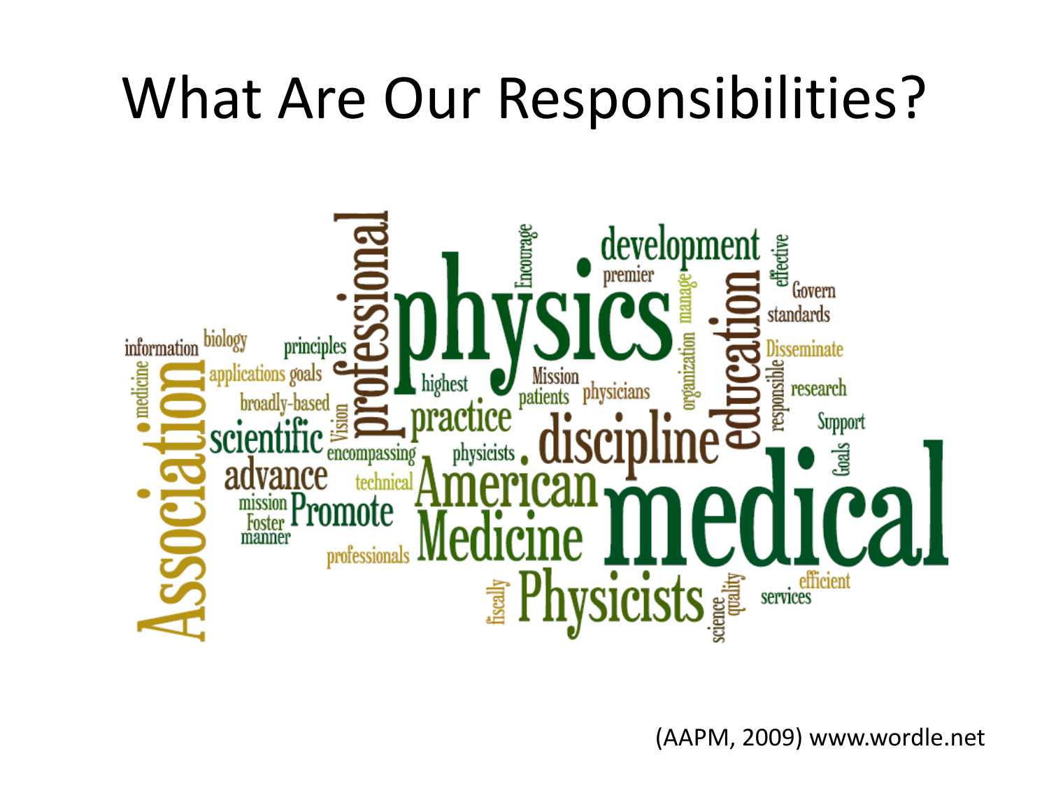# What Are Our Responsibilities?

physics professional development education medical discipline American Medicine Physicists Association practice scientific advance Promote premier Encourage manage organization effective Govern standards Disseminate responsible research Support Goals information biology principles applications goals broadly-based medicine Vision highest Mission patients physicians encompassing physicists technical mission Foster manner professionals fiscally science quality services efficient

(AAPM, 2009) www.wordle.net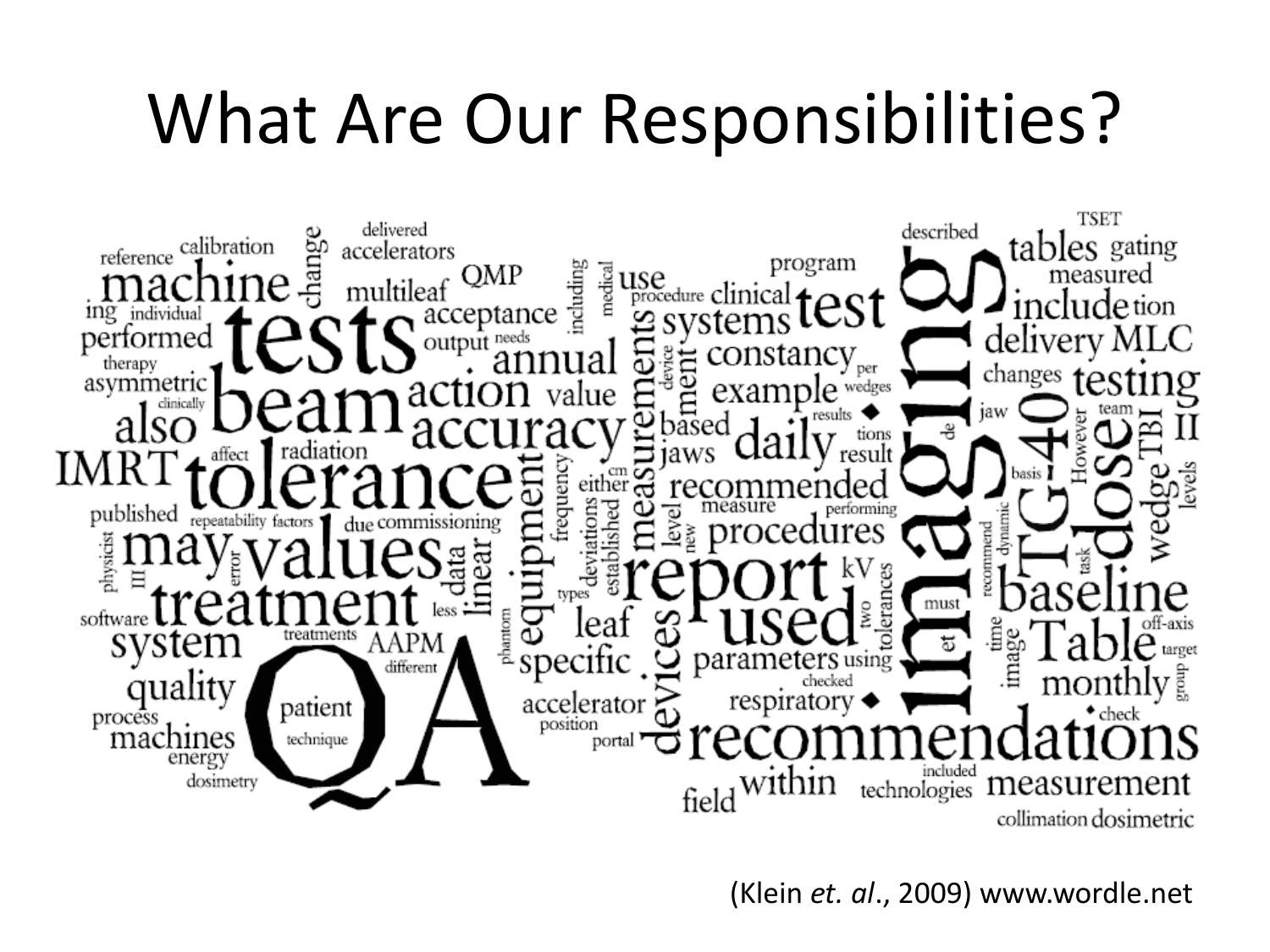# What Are Our Responsibilities?

reference calibration delivered accelerators change machine multileaf QMP including medical use procedure clinical program test TSET tables gating measured include tion delivery MLC ing individual performed tests acceptance output needs annual measurements device ment systems constancy per changes testing therapy asymmetric clinically beam action value example wedges results jaw team also accuracy based daily tions result de However TBI II IMRT affect radiation tolerance jaws either cm recommended basis dose wedge levels published repeatability factors due commissioning frequency deviations established equipment level measure performing procedures new recommend dynamic TG-40 task physicist may III error values data linear types report kV two tolerances must baseline software treatment less leaf used et time image off-axis system treatments AAPM phantom devices parameters using Table target quality different specific checked monthly group patient accelerator respiratory check process machines technique position portal recommendations energy QA imaging dosimetry field within included technologies measurement collimation dosimetric

(Klein *et. al*., 2009) www.wordle.net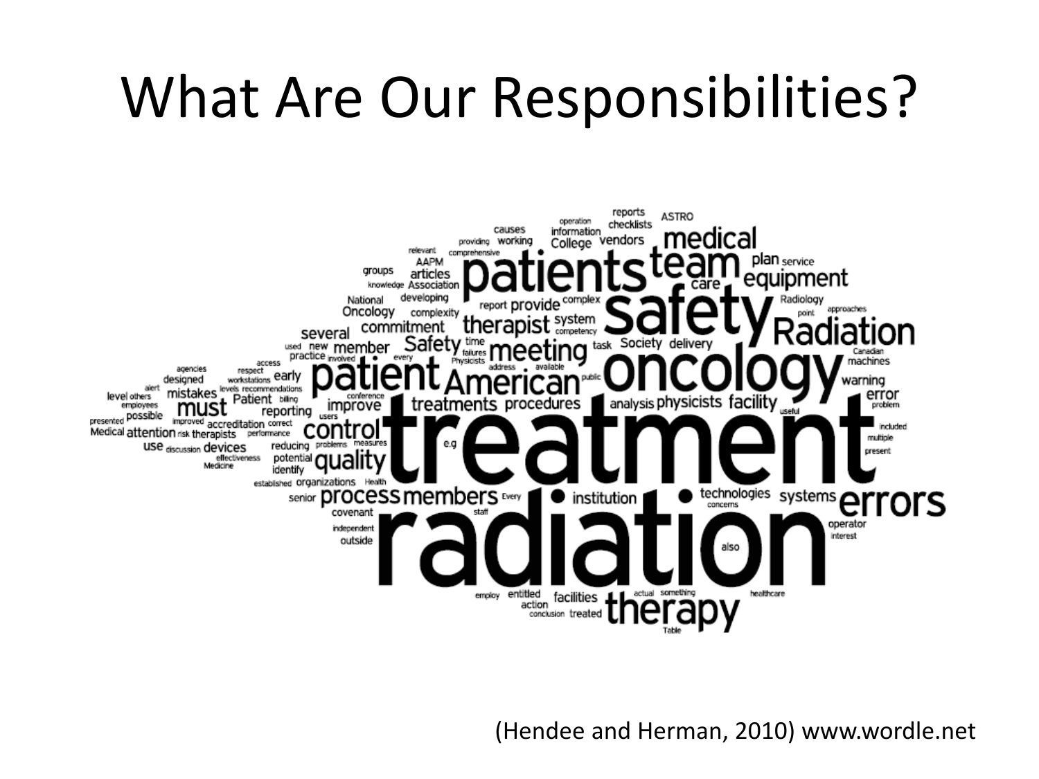# What Are Our Responsibilities?

(Hendee and Herman, 2010) www.wordle.net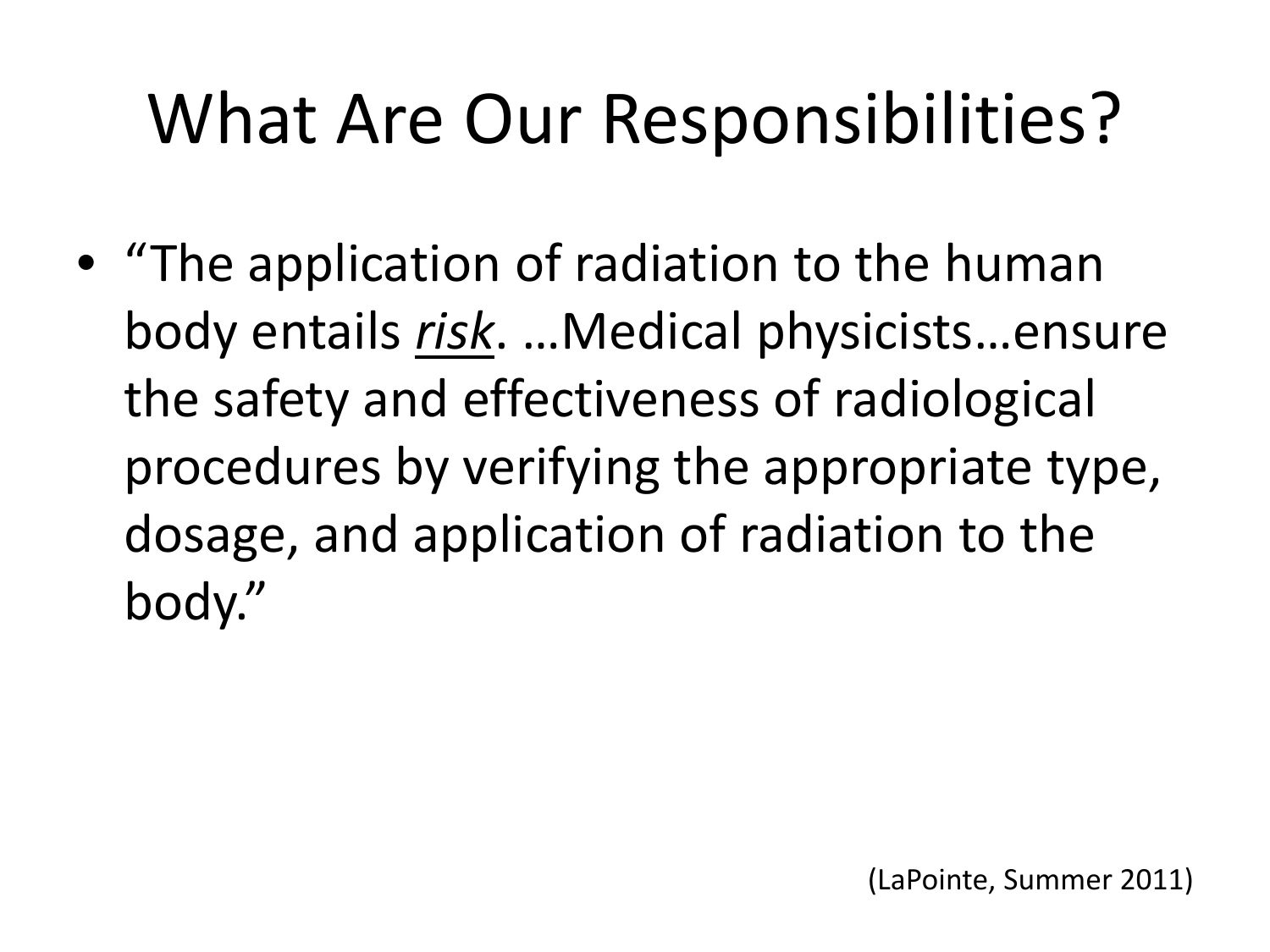# What Are Our Responsibilities?

- "The application of radiation to the human body entails *risk*. …Medical physicists…ensure the safety and effectiveness of radiological procedures by verifying the appropriate type, dosage, and application of radiation to the body."

(LaPointe, Summer 2011)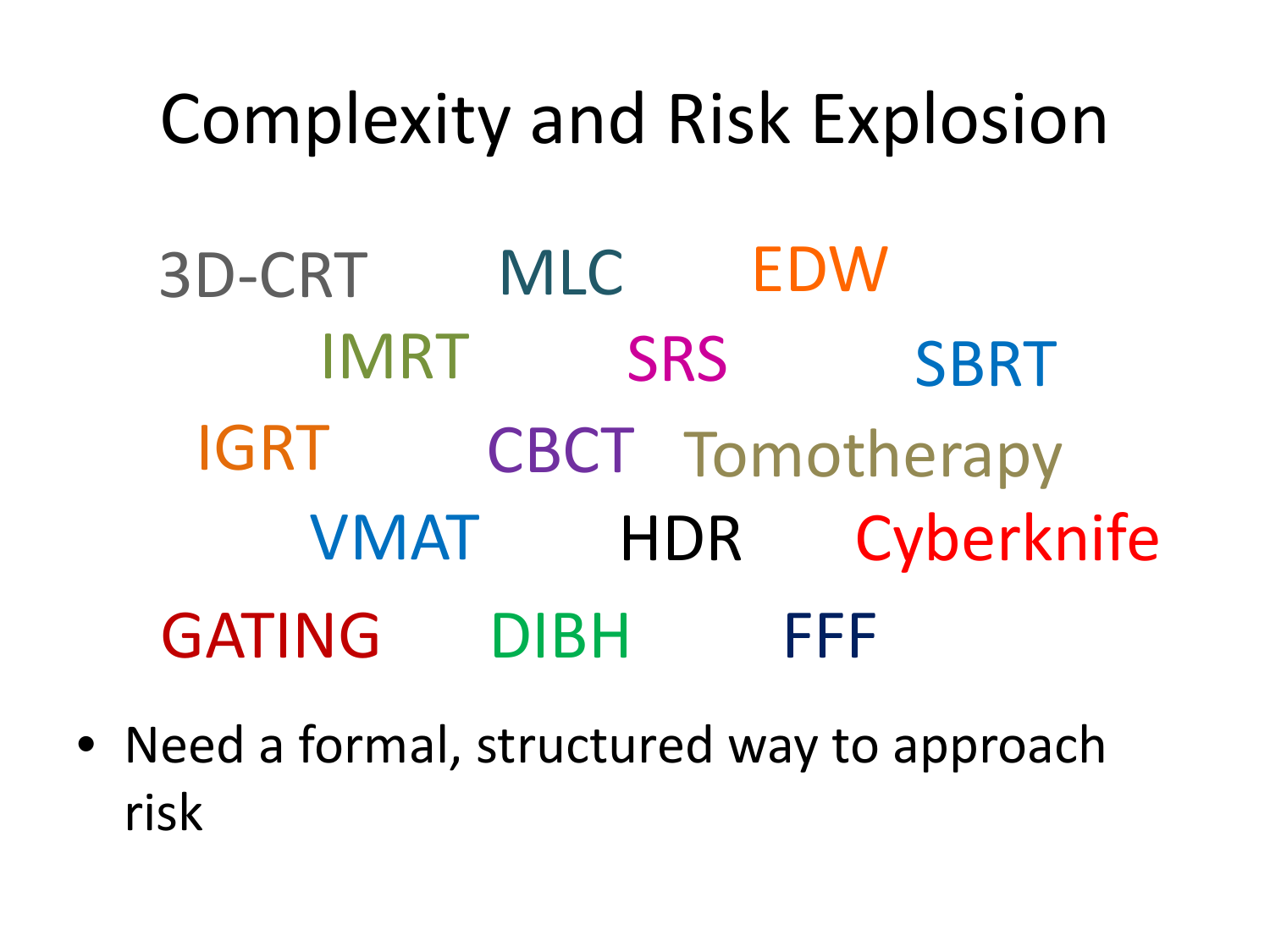# Complexity and Risk Explosion

3D-CRT MLC EDW

IMRT SRS SBRT

IGRT CBCT Tomotherapy

VMAT HDR Cyberknife

GATING DIBH FFF

- Need a formal, structured way to approach risk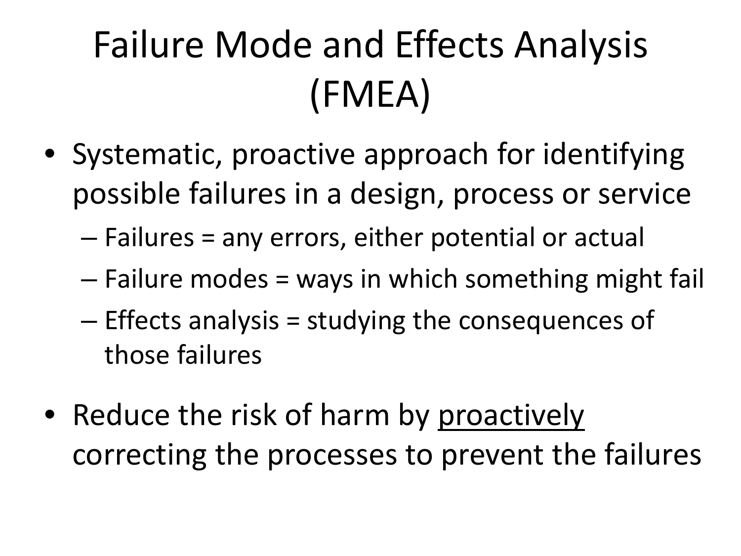# Failure Mode and Effects Analysis (FMEA)

- Systematic, proactive approach for identifying possible failures in a design, process or service
  - Failures = any errors, either potential or actual
  - Failure modes = ways in which something might fail
  - Effects analysis = studying the consequences of those failures
- Reduce the risk of harm by <u>proactively</u> correcting the processes to prevent the failures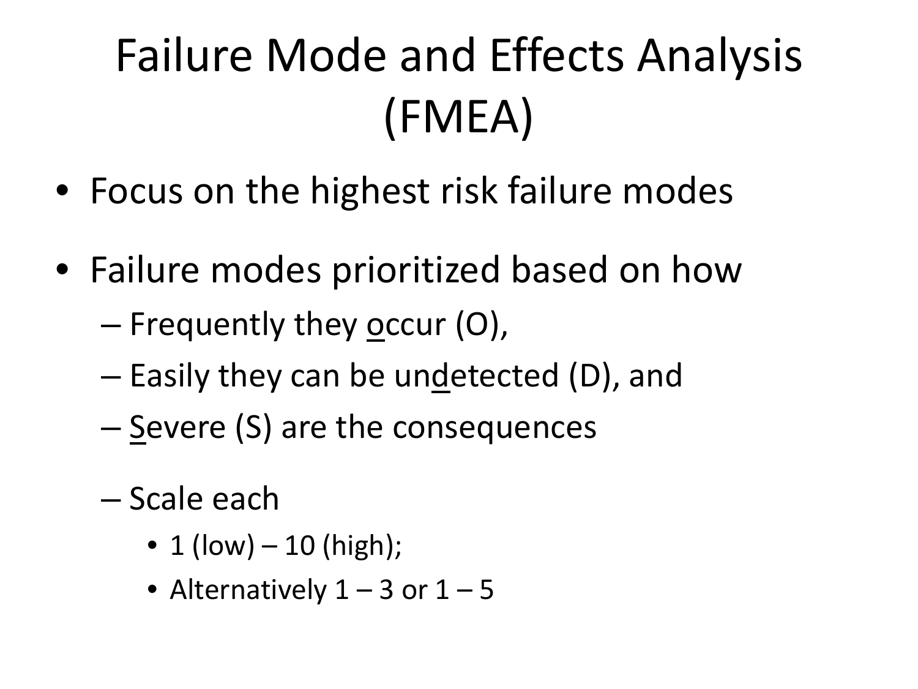# Failure Mode and Effects Analysis (FMEA)

- Focus on the highest risk failure modes
- Failure modes prioritized based on how
  - Frequently they occur (O),
  - Easily they can be undetected (D), and
  - Severe (S) are the consequences
  - Scale each
    - 1 (low) – 10 (high);
    - Alternatively 1 – 3 or 1 – 5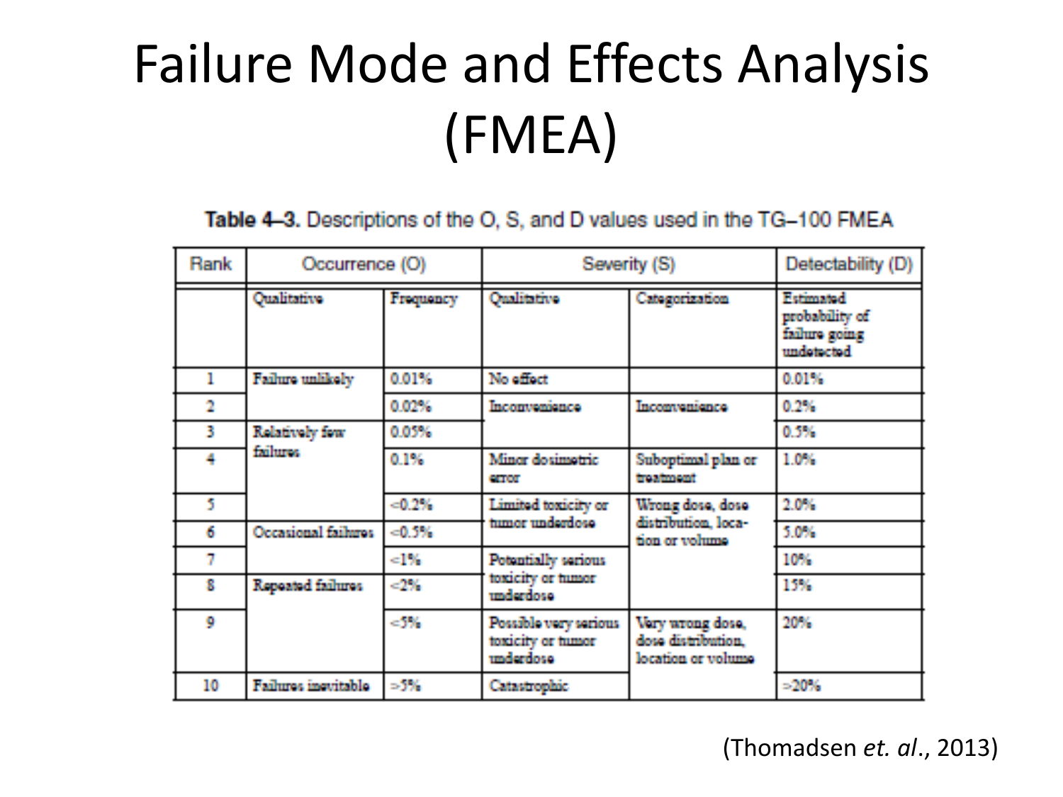# Failure Mode and Effects Analysis (FMEA)

**Table 4–3.** Descriptions of the O, S, and D values used in the TG–100 FMEA

| Rank | Occurrence (O) | | Severity (S) | | Detectability (D) |
|---|---|---|---|---|---|
| | Qualitative | Frequency | Qualitative | Categorization | Estimated probability of failure going undetected |
| 1 | Failure unlikely | 0.01% | No effect | | 0.01% |
| 2 | | 0.02% | Inconvenience | Inconvenience | 0.2% |
| 3 | Relatively few failures | 0.05% | | | 0.5% |
| 4 | | 0.1% | Minor dosimetric error | Suboptimal plan or treatment | 1.0% |
| 5 | | <0.2% | Limited toxicity or tumor underdose | Wrong dose, dose distribution, location or volume | 2.0% |
| 6 | Occasional failures | <0.5% | | | 5.0% |
| 7 | | <1% | Potentially serious toxicity or tumor underdose | | 10% |
| 8 | Repeated failures | <2% | | | 15% |
| 9 | | <5% | Possible very serious toxicity or tumor underdose | Very wrong dose, dose distribution, location or volume | 20% |
| 10 | Failures inevitable | >5% | Catastrophic | | >20% |

(Thomadsen *et. al*., 2013)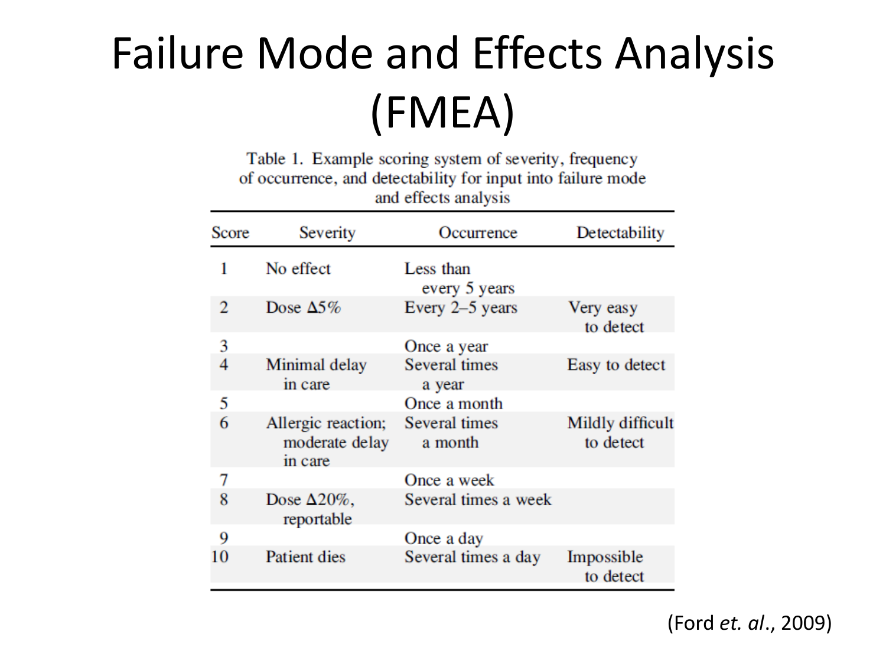# Failure Mode and Effects Analysis (FMEA)

Table 1. Example scoring system of severity, frequency of occurrence, and detectability for input into failure mode and effects analysis

| Score | Severity | Occurrence | Detectability |
|---|---|---|---|
| 1 | No effect | Less than every 5 years | |
| 2 | Dose Δ5% | Every 2–5 years | Very easy to detect |
| 3 | | Once a year | |
| 4 | Minimal delay in care | Several times a year | Easy to detect |
| 5 | | Once a month | |
| 6 | Allergic reaction; moderate delay in care | Several times a month | Mildly difficult to detect |
| 7 | | Once a week | |
| 8 | Dose Δ20%, reportable | Several times a week | |
| 9 | | Once a day | |
| 10 | Patient dies | Several times a day | Impossible to detect |

(Ford *et. al*., 2009)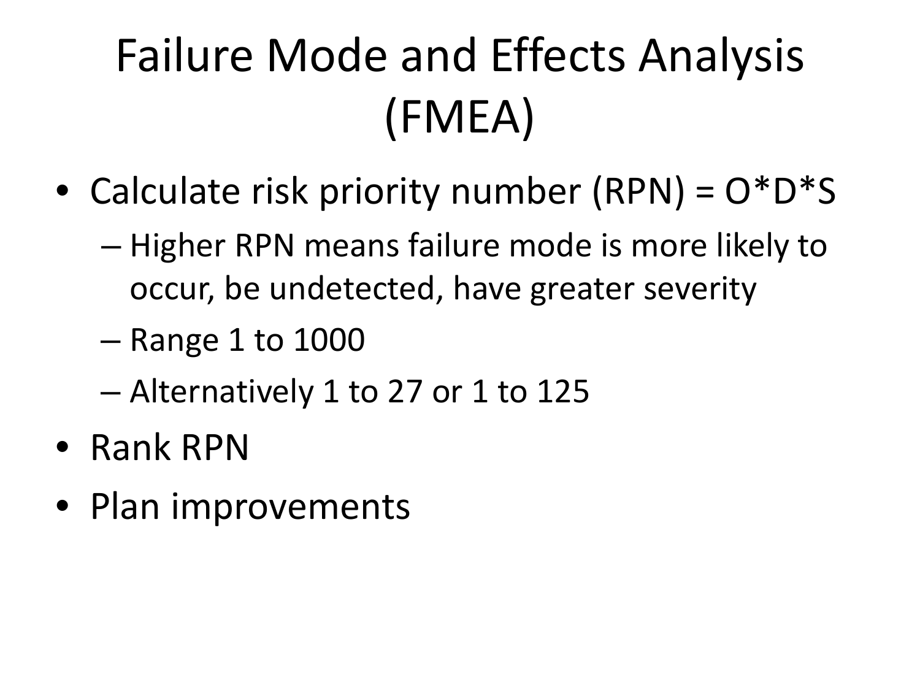# Failure Mode and Effects Analysis (FMEA)

- Calculate risk priority number (RPN) = O*D*S
  - Higher RPN means failure mode is more likely to occur, be undetected, have greater severity
  - Range 1 to 1000
  - Alternatively 1 to 27 or 1 to 125
- Rank RPN
- Plan improvements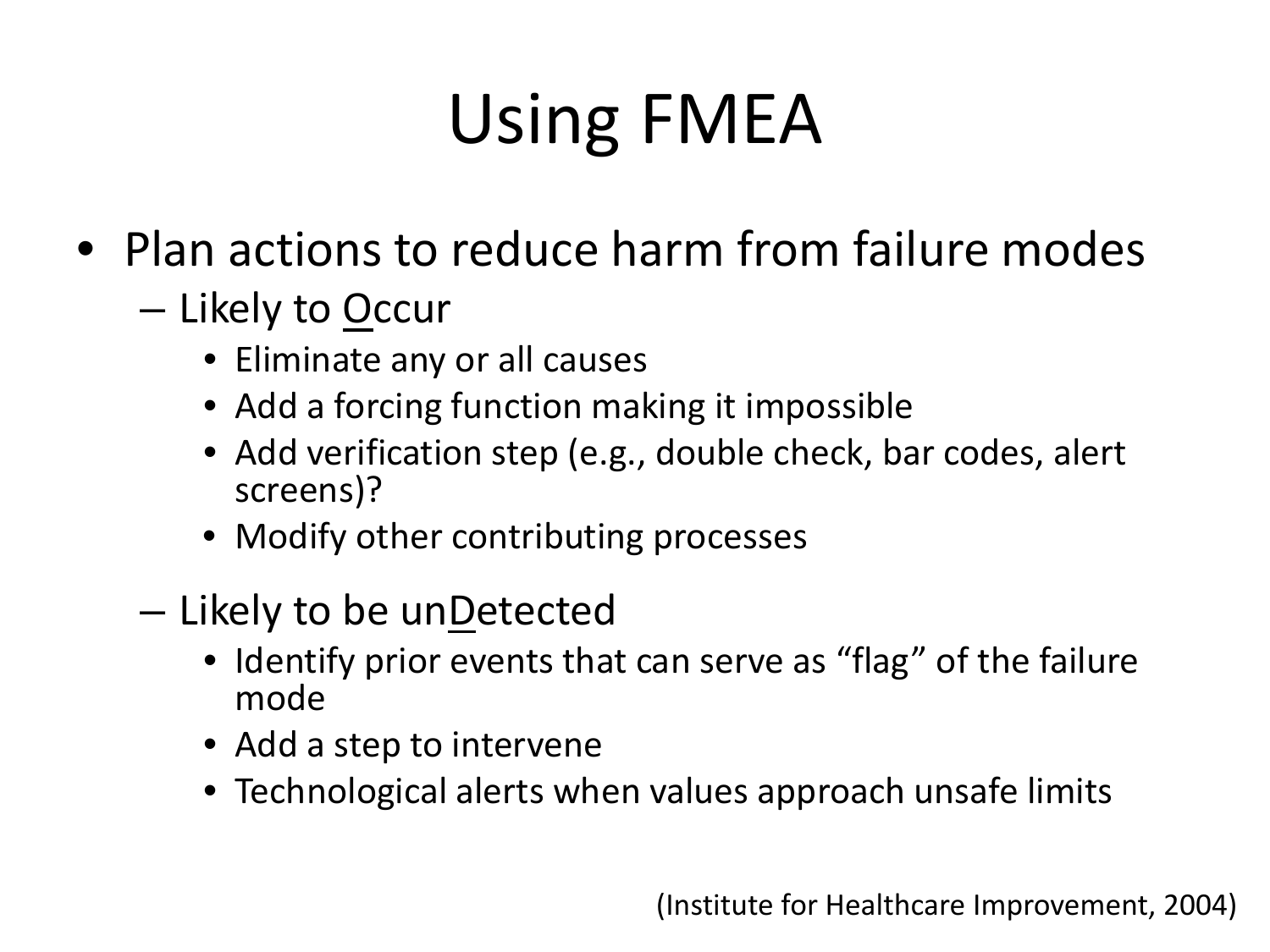# Using FMEA

- Plan actions to reduce harm from failure modes
  - Likely to Occur
    - Eliminate any or all causes
    - Add a forcing function making it impossible
    - Add verification step (e.g., double check, bar codes, alert screens)?
    - Modify other contributing processes
  - Likely to be unDetected
    - Identify prior events that can serve as “flag” of the failure mode
    - Add a step to intervene
    - Technological alerts when values approach unsafe limits

(Institute for Healthcare Improvement, 2004)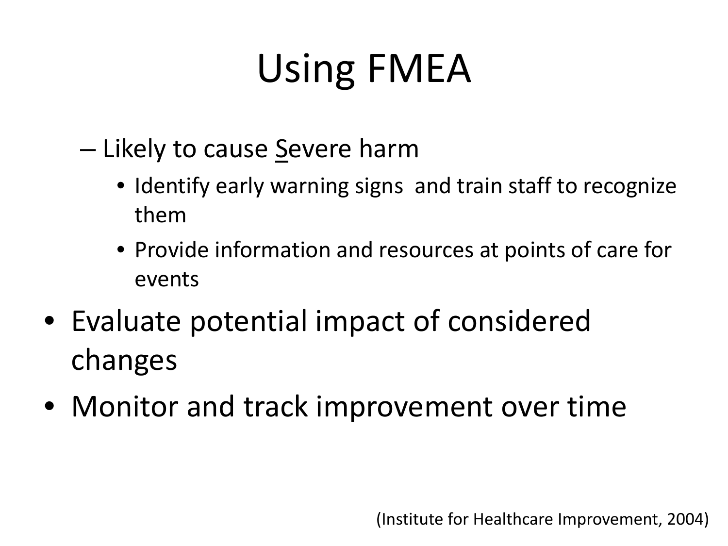# Using FMEA

- Likely to cause <u>S</u>evere harm
    - Identify early warning signs and train staff to recognize them
    - Provide information and resources at points of care for events
- Evaluate potential impact of considered changes
- Monitor and track improvement over time

(Institute for Healthcare Improvement, 2004)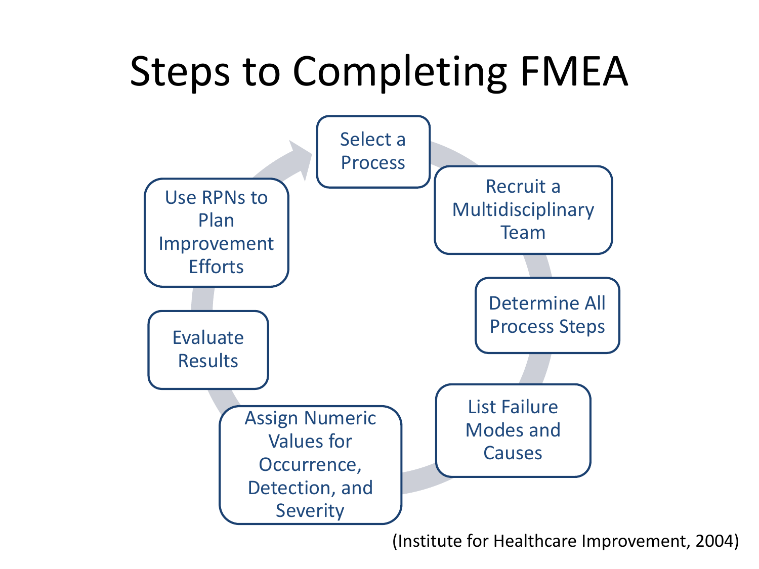# Steps to Completing FMEA

1. Select a Process
2. Recruit a Multidisciplinary Team
3. Determine All Process Steps
4. List Failure Modes and Causes
5. Assign Numeric Values for Occurrence, Detection, and Severity
6. Evaluate Results
7. Use RPNs to Plan Improvement Efforts

(Institute for Healthcare Improvement, 2004)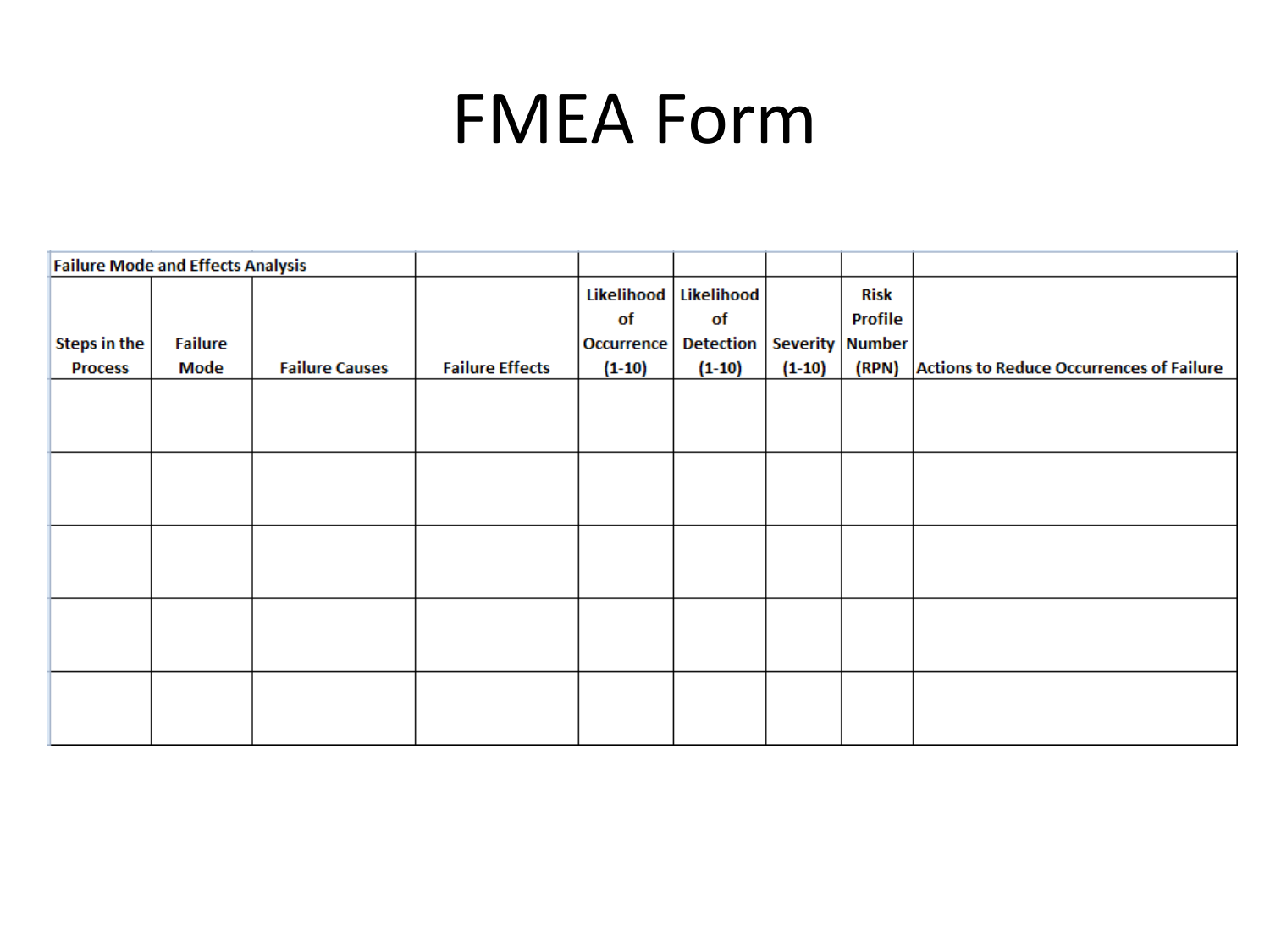# FMEA Form

| Failure Mode and Effects Analysis | | | | | | | | |
|---|---|---|---|---|---|---|---|---|
| Steps in the Process | Failure Mode | Failure Causes | Failure Effects | Likelihood of Occurrence (1-10) | Likelihood of Detection (1-10) | Severity (1-10) | Risk Profile Number (RPN) | Actions to Reduce Occurrences of Failure |
| | | | | | | | | |
| | | | | | | | | |
| | | | | | | | | |
| | | | | | | | | |
| | | | | | | | | |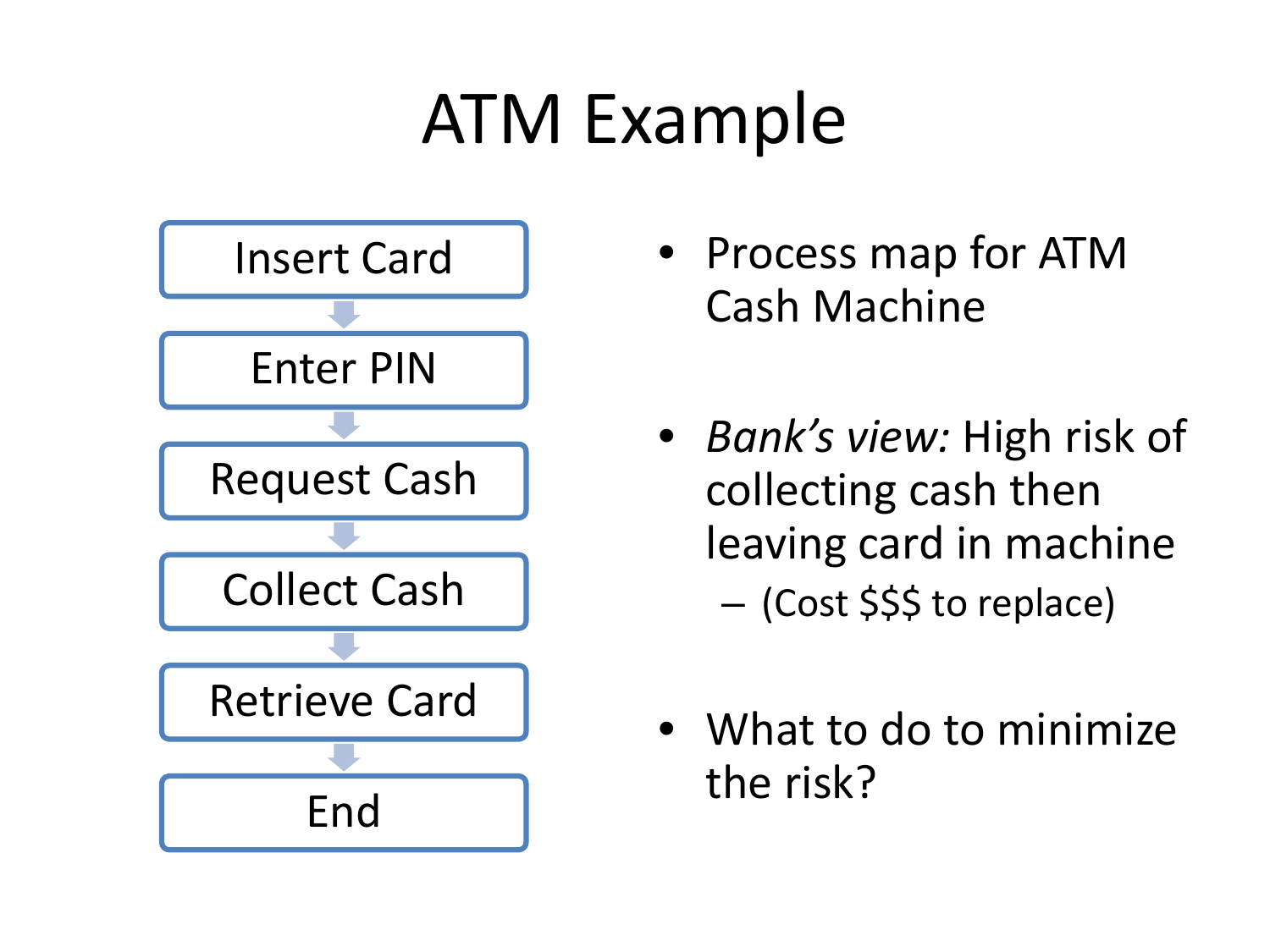# ATM Example

- Insert Card
- Enter PIN
- Request Cash
- Collect Cash
- Retrieve Card
- End

- Process map for ATM Cash Machine
- *Bank's view:* High risk of collecting cash then leaving card in machine
  - (Cost $$$ to replace)
- What to do to minimize the risk?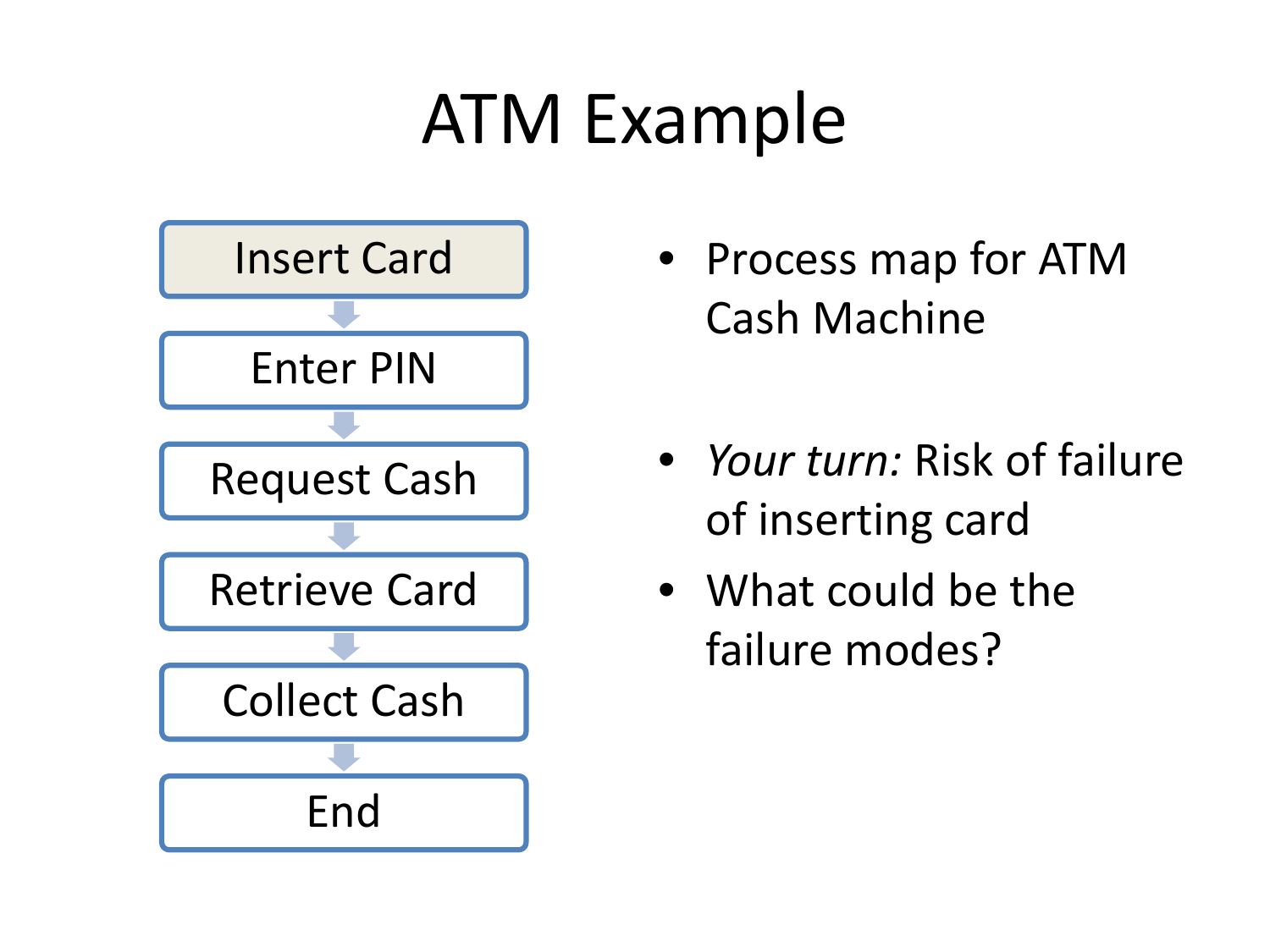# ATM Example

Insert Card → Enter PIN → Request Cash → Retrieve Card → Collect Cash → End

- Process map for ATM Cash Machine
- *Your turn:* Risk of failure of inserting card
- What could be the failure modes?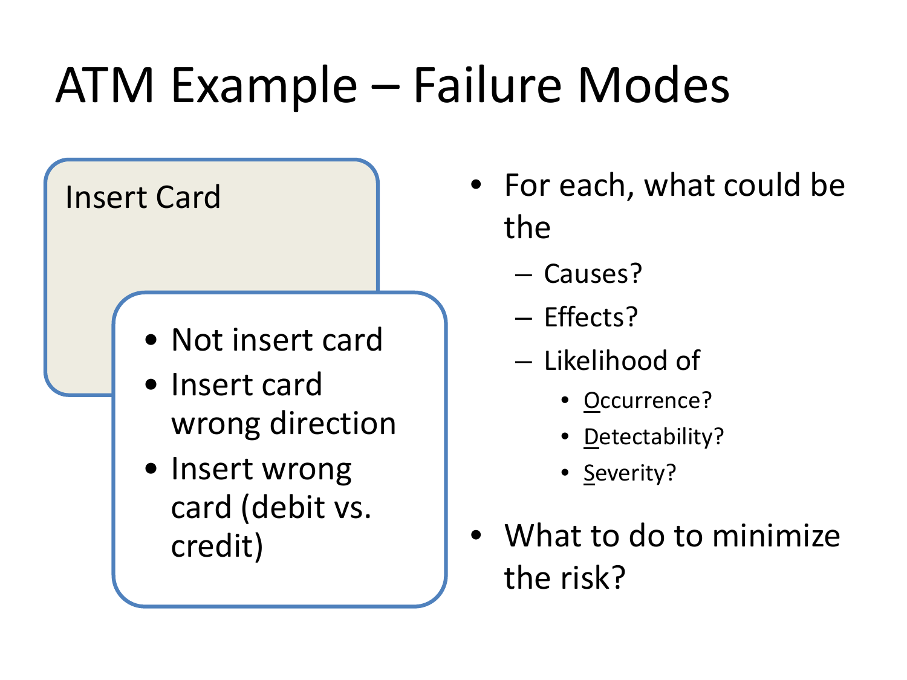# ATM Example – Failure Modes

Insert Card

- Not insert card
- Insert card wrong direction
- Insert wrong card (debit vs. credit)

- For each, what could be the
  - Causes?
  - Effects?
  - Likelihood of
    - Occurrence?
    - Detectability?
    - Severity?
- What to do to minimize the risk?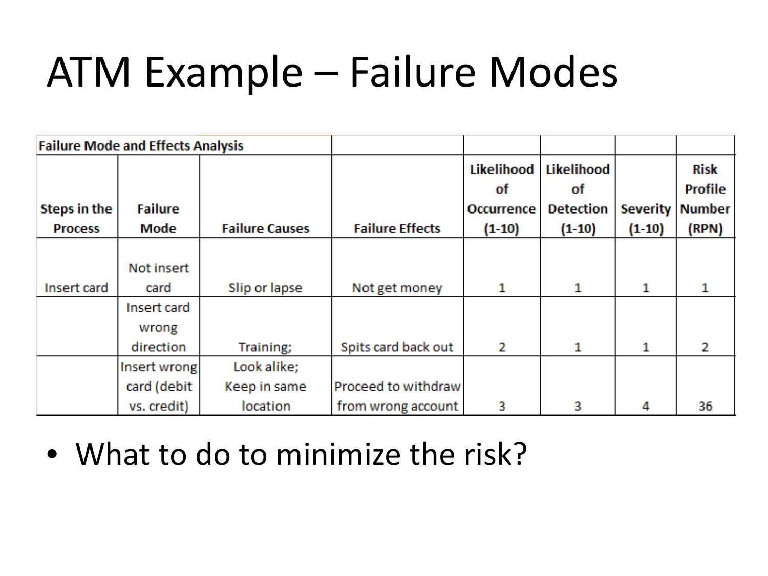# ATM Example – Failure Modes

| Failure Mode and Effects Analysis | | | | | | | |
|---|---|---|---|---|---|---|---|
| **Steps in the Process** | **Failure Mode** | **Failure Causes** | **Failure Effects** | **Likelihood of Occurrence (1-10)** | **Likelihood of Detection (1-10)** | **Severity (1-10)** | **Risk Profile Number (RPN)** |
| Insert card | Not insert card | Slip or lapse | Not get money | 1 | 1 | 1 | 1 |
| | Insert card wrong direction | Training; | Spits card back out | 2 | 1 | 1 | 2 |
| | Insert wrong card (debit vs. credit) | Look alike; Keep in same location | Proceed to withdraw from wrong account | 3 | 3 | 4 | 36 |

- What to do to minimize the risk?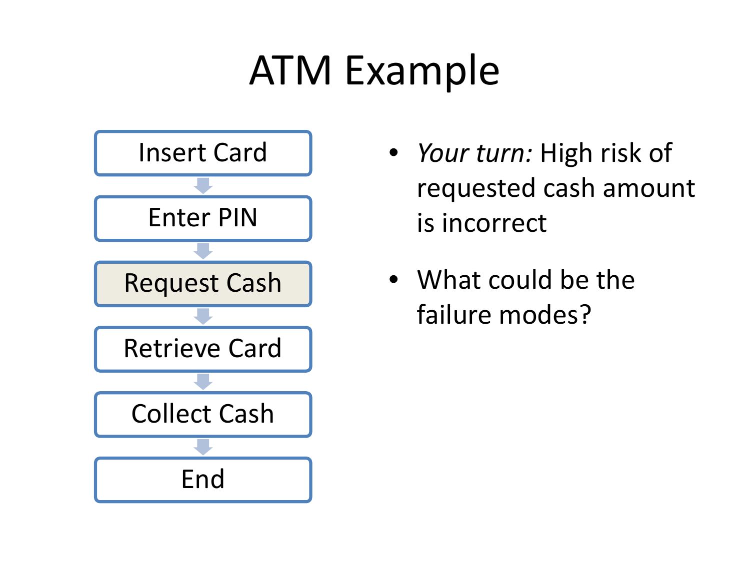# ATM Example

- Insert Card
- Enter PIN
- Request Cash
- Retrieve Card
- Collect Cash
- End

- *Your turn:* High risk of requested cash amount is incorrect
- What could be the failure modes?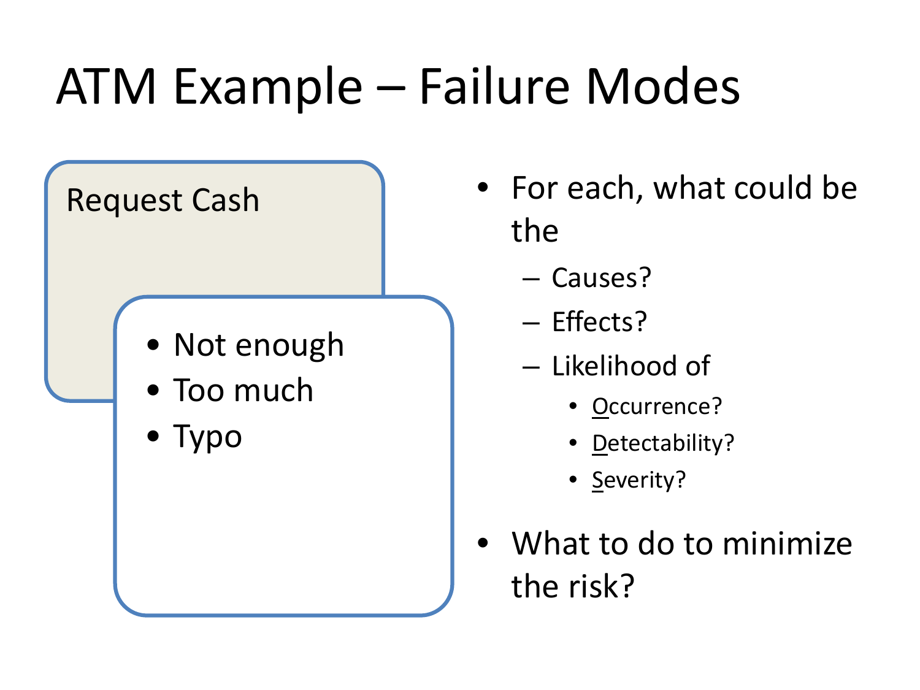# ATM Example – Failure Modes

Request Cash

- Not enough
- Too much
- Typo

- For each, what could be the
  - Causes?
  - Effects?
  - Likelihood of
    - Occurrence?
    - Detectability?
    - Severity?
- What to do to minimize the risk?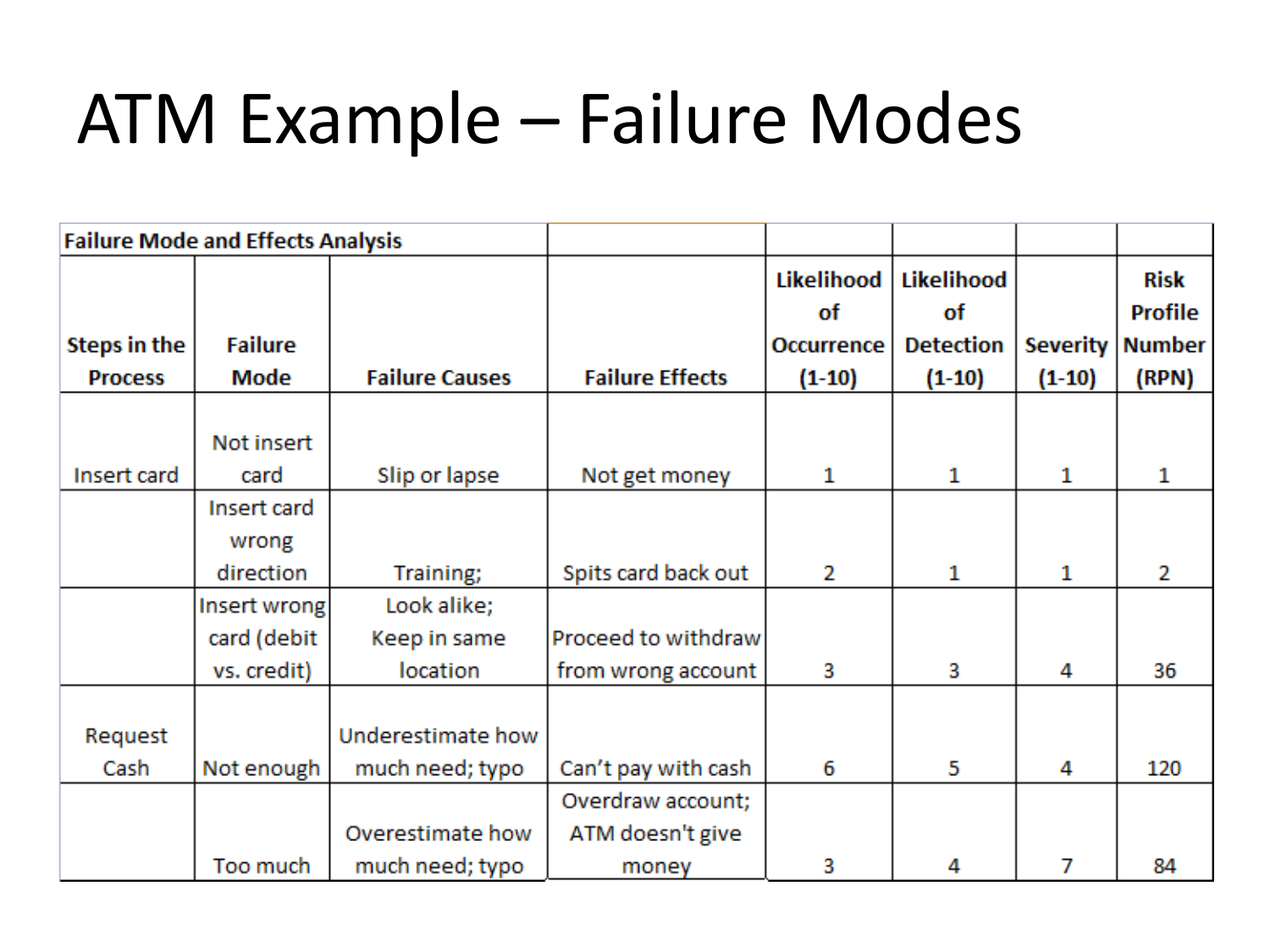# ATM Example – Failure Modes

| Failure Mode and Effects Analysis | | | | | | | |
|---|---|---|---|---|---|---|---|
| **Steps in the Process** | **Failure Mode** | **Failure Causes** | **Failure Effects** | **Likelihood of Occurrence (1-10)** | **Likelihood of Detection (1-10)** | **Severity (1-10)** | **Risk Profile Number (RPN)** |
| Insert card | Not insert card | Slip or lapse | Not get money | 1 | 1 | 1 | 1 |
| | Insert card wrong direction | Training; | Spits card back out | 2 | 1 | 1 | 2 |
| | Insert wrong card (debit vs. credit) | Look alike; Keep in same location | Proceed to withdraw from wrong account | 3 | 3 | 4 | 36 |
| Request Cash | Not enough | Underestimate how much need; typo | Can't pay with cash | 6 | 5 | 4 | 120 |
| | Too much | Overestimate how much need; typo | Overdraw account; ATM doesn't give money | 3 | 4 | 7 | 84 |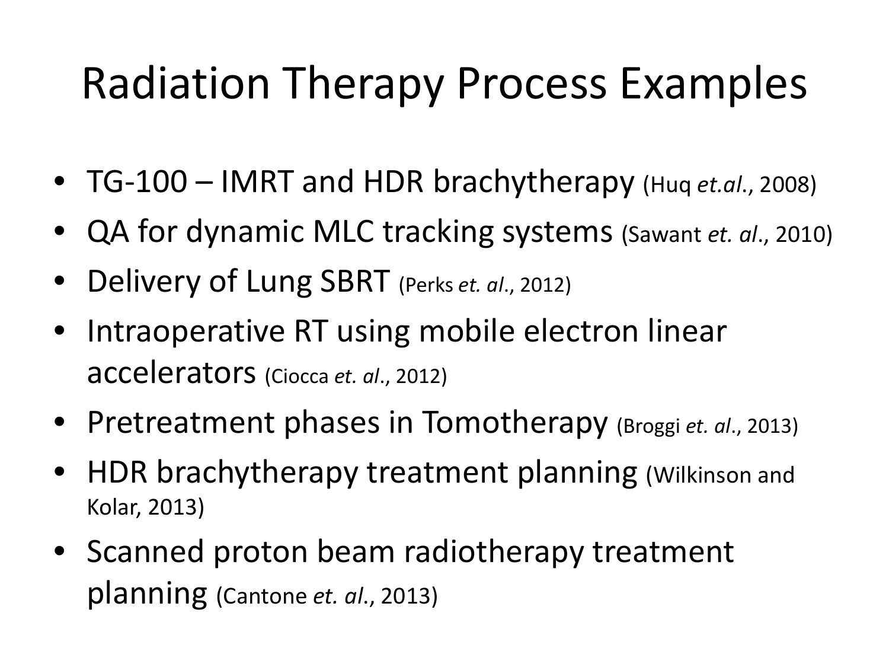# Radiation Therapy Process Examples

- TG-100 – IMRT and HDR brachytherapy (Huq *et.al.*, 2008)
- QA for dynamic MLC tracking systems (Sawant *et. al.*, 2010)
- Delivery of Lung SBRT (Perks *et. al.*, 2012)
- Intraoperative RT using mobile electron linear accelerators (Ciocca *et. al.*, 2012)
- Pretreatment phases in Tomotherapy (Broggi *et. al.*, 2013)
- HDR brachytherapy treatment planning (Wilkinson and Kolar, 2013)
- Scanned proton beam radiotherapy treatment planning (Cantone *et. al.*, 2013)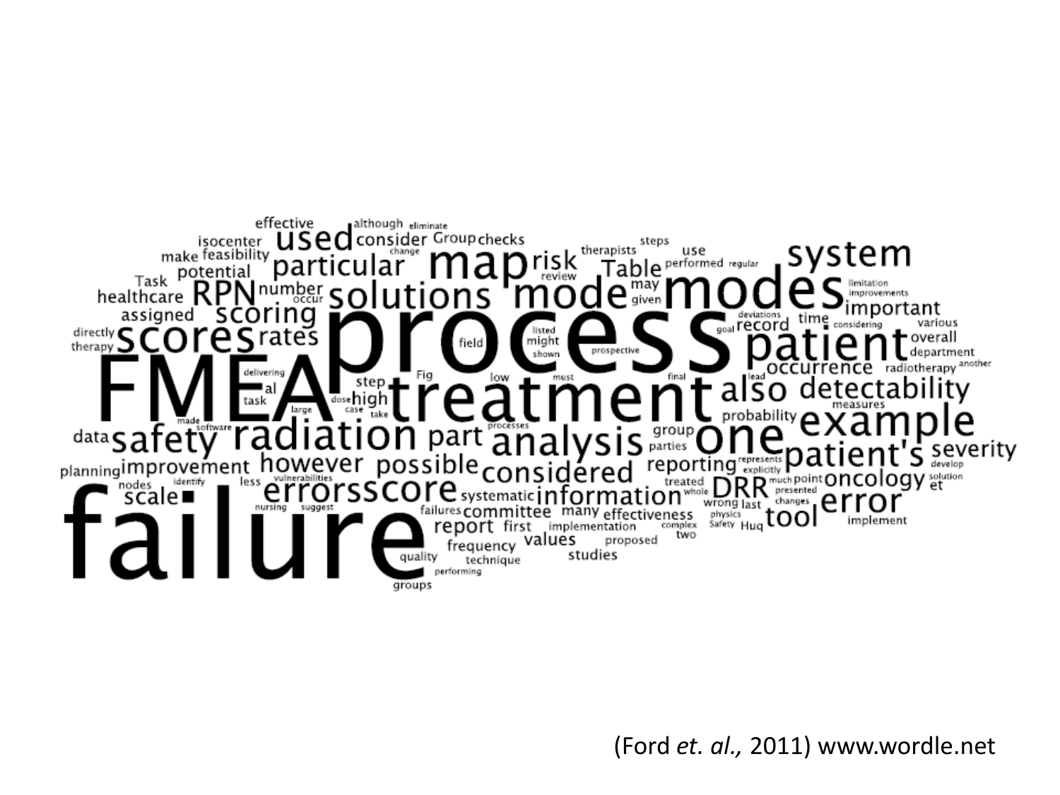(Ford *et. al.,* 2011) www.wordle.net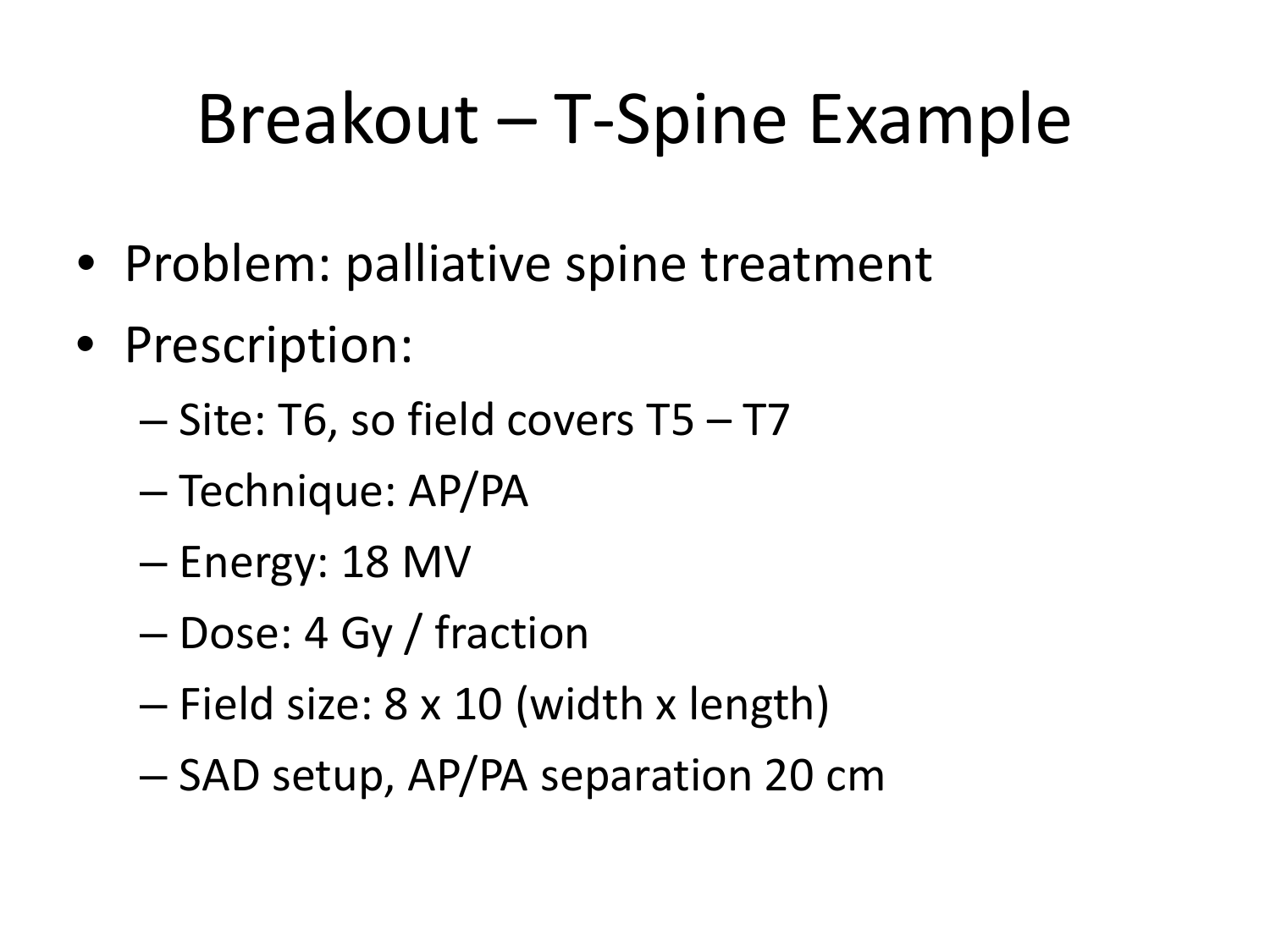# Breakout – T-Spine Example

- Problem: palliative spine treatment
- Prescription:
  - Site: T6, so field covers T5 – T7
  - Technique: AP/PA
  - Energy: 18 MV
  - Dose: 4 Gy / fraction
  - Field size: 8 x 10 (width x length)
  - SAD setup, AP/PA separation 20 cm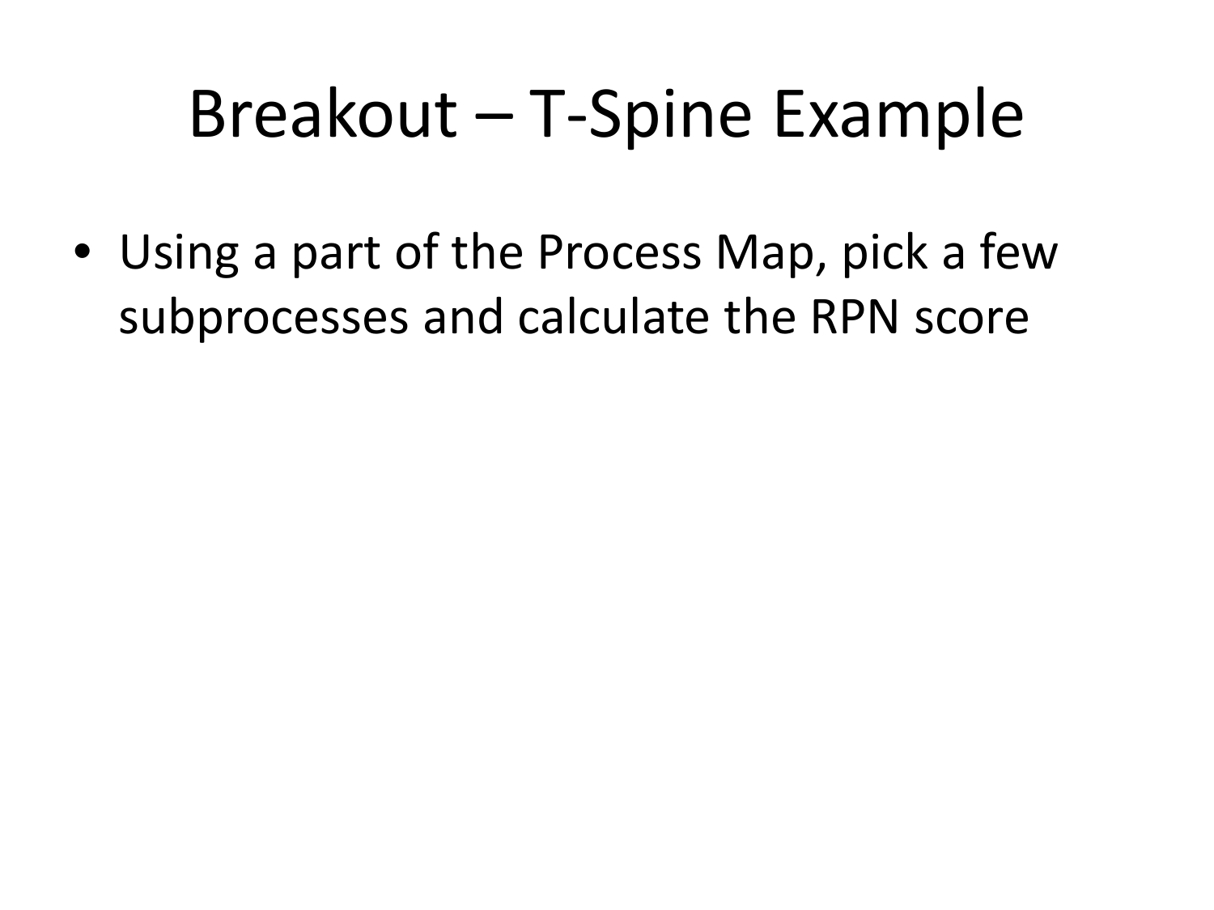# Breakout – T-Spine Example

- Using a part of the Process Map, pick a few subprocesses and calculate the RPN score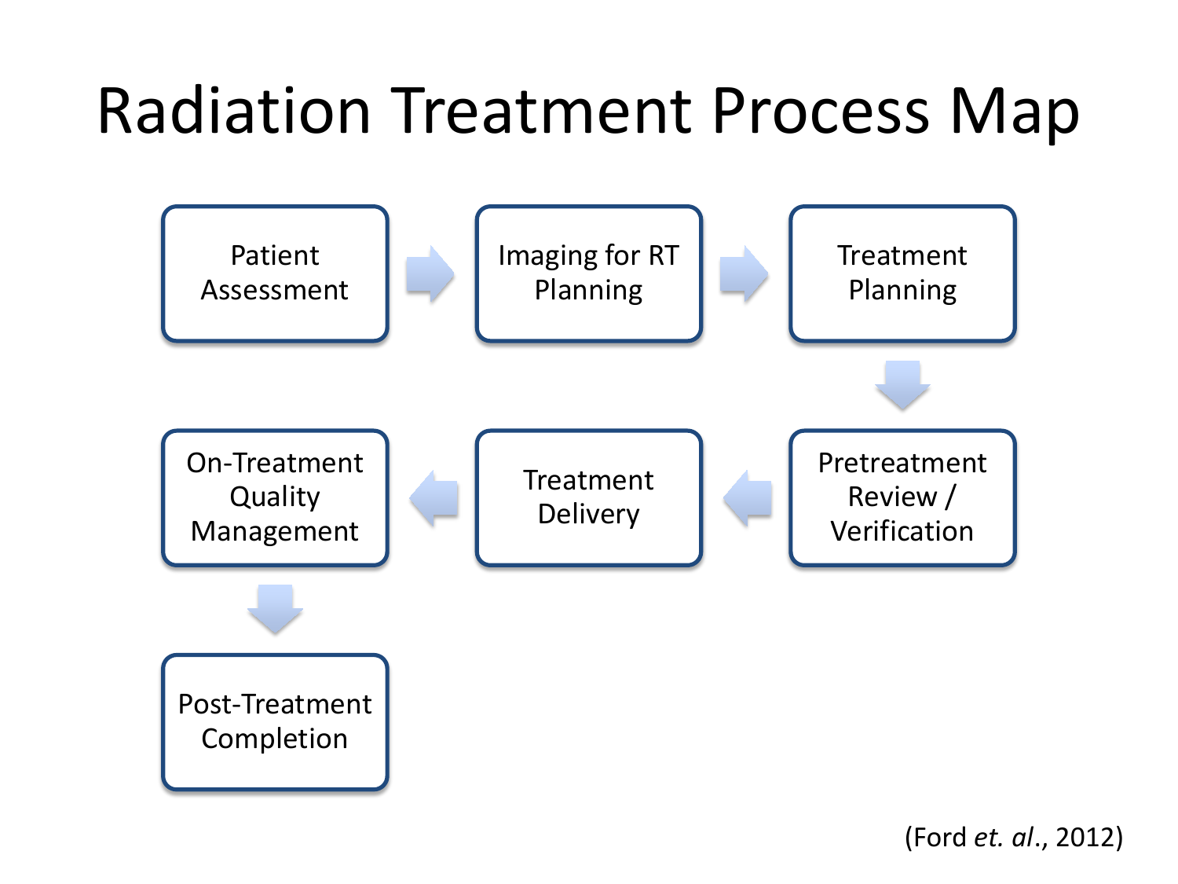# Radiation Treatment Process Map

1. Patient Assessment
2. Imaging for RT Planning
3. Treatment Planning
4. Pretreatment Review / Verification
5. Treatment Delivery
6. On-Treatment Quality Management
7. Post-Treatment Completion

(Ford *et. al*., 2012)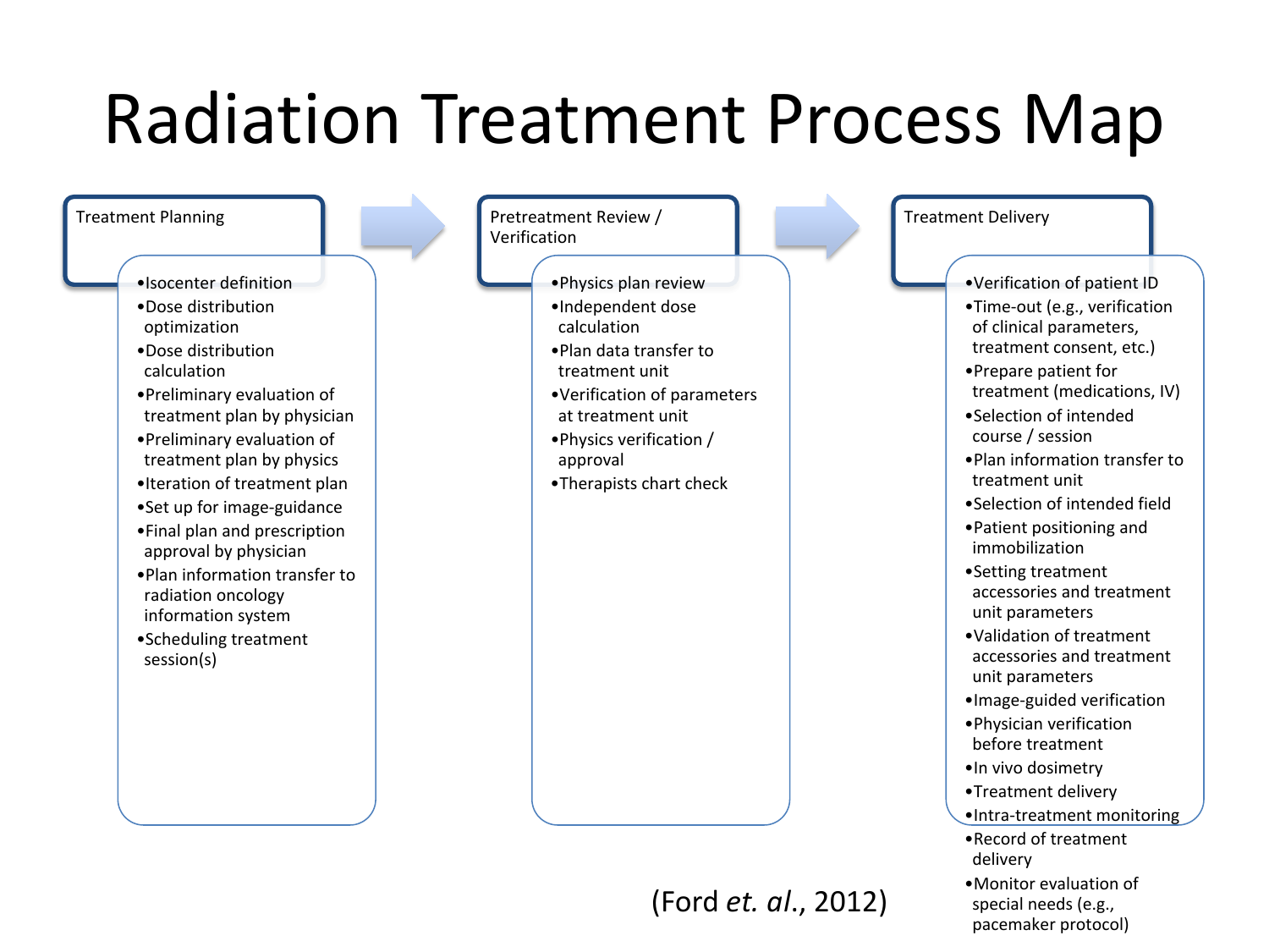# Radiation Treatment Process Map

## Treatment Planning

- Isocenter definition
- Dose distribution optimization
- Dose distribution calculation
- Preliminary evaluation of treatment plan by physician
- Preliminary evaluation of treatment plan by physics
- Iteration of treatment plan
- Set up for image-guidance
- Final plan and prescription approval by physician
- Plan information transfer to radiation oncology information system
- Scheduling treatment session(s)

## Pretreatment Review / Verification

- Physics plan review
- Independent dose calculation
- Plan data transfer to treatment unit
- Verification of parameters at treatment unit
- Physics verification / approval
- Therapists chart check

## Treatment Delivery

- Verification of patient ID
- Time-out (e.g., verification of clinical parameters, treatment consent, etc.)
- Prepare patient for treatment (medications, IV)
- Selection of intended course / session
- Plan information transfer to treatment unit
- Selection of intended field
- Patient positioning and immobilization
- Setting treatment accessories and treatment unit parameters
- Validation of treatment accessories and treatment unit parameters
- Image-guided verification
- Physician verification before treatment
- In vivo dosimetry
- Treatment delivery
- Intra-treatment monitoring
- Record of treatment delivery
- Monitor evaluation of special needs (e.g., pacemaker protocol)

(Ford *et. al.*, 2012)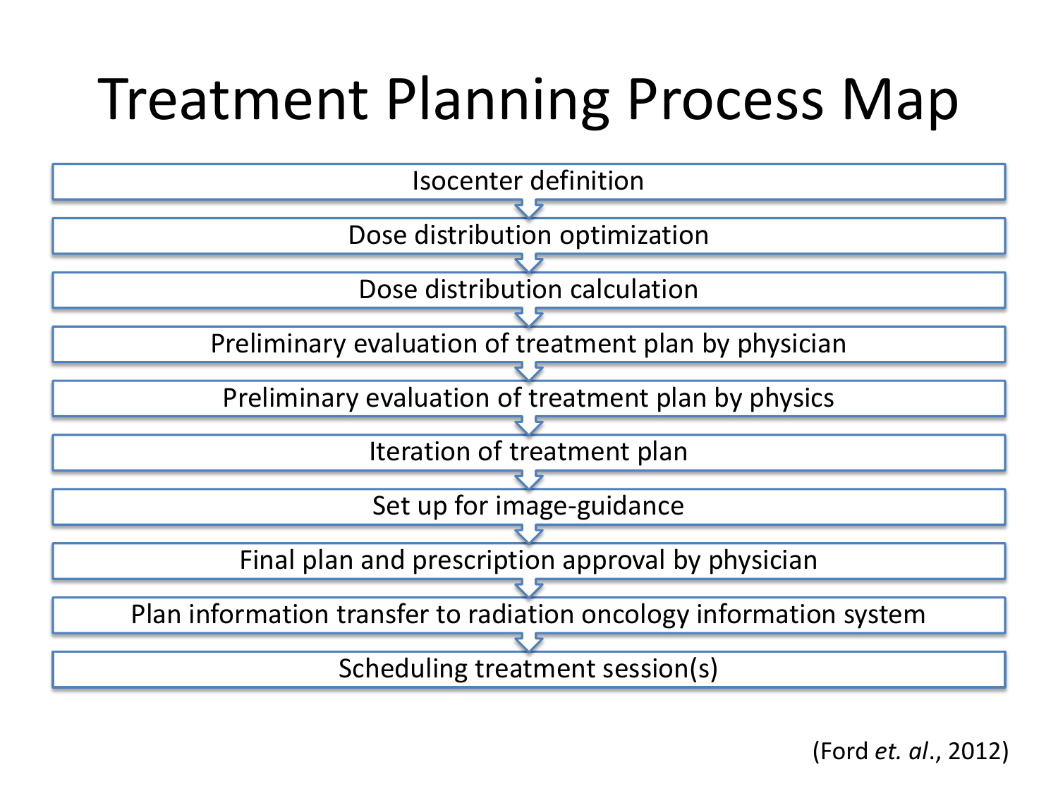# Treatment Planning Process Map

1. Isocenter definition
2. Dose distribution optimization
3. Dose distribution calculation
4. Preliminary evaluation of treatment plan by physician
5. Preliminary evaluation of treatment plan by physics
6. Iteration of treatment plan
7. Set up for image-guidance
8. Final plan and prescription approval by physician
9. Plan information transfer to radiation oncology information system
10. Scheduling treatment session(s)

(Ford *et. al*., 2012)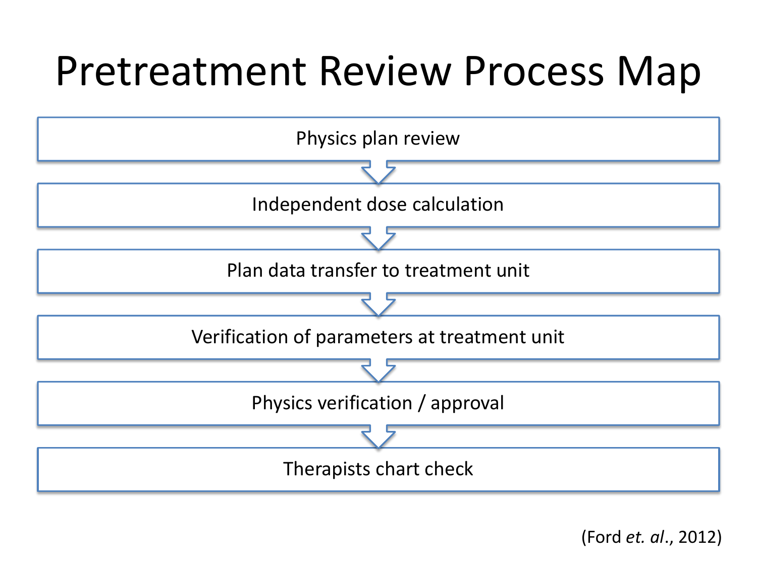# Pretreatment Review Process Map

1. Physics plan review
2. Independent dose calculation
3. Plan data transfer to treatment unit
4. Verification of parameters at treatment unit
5. Physics verification / approval
6. Therapists chart check

(Ford *et. al*., 2012)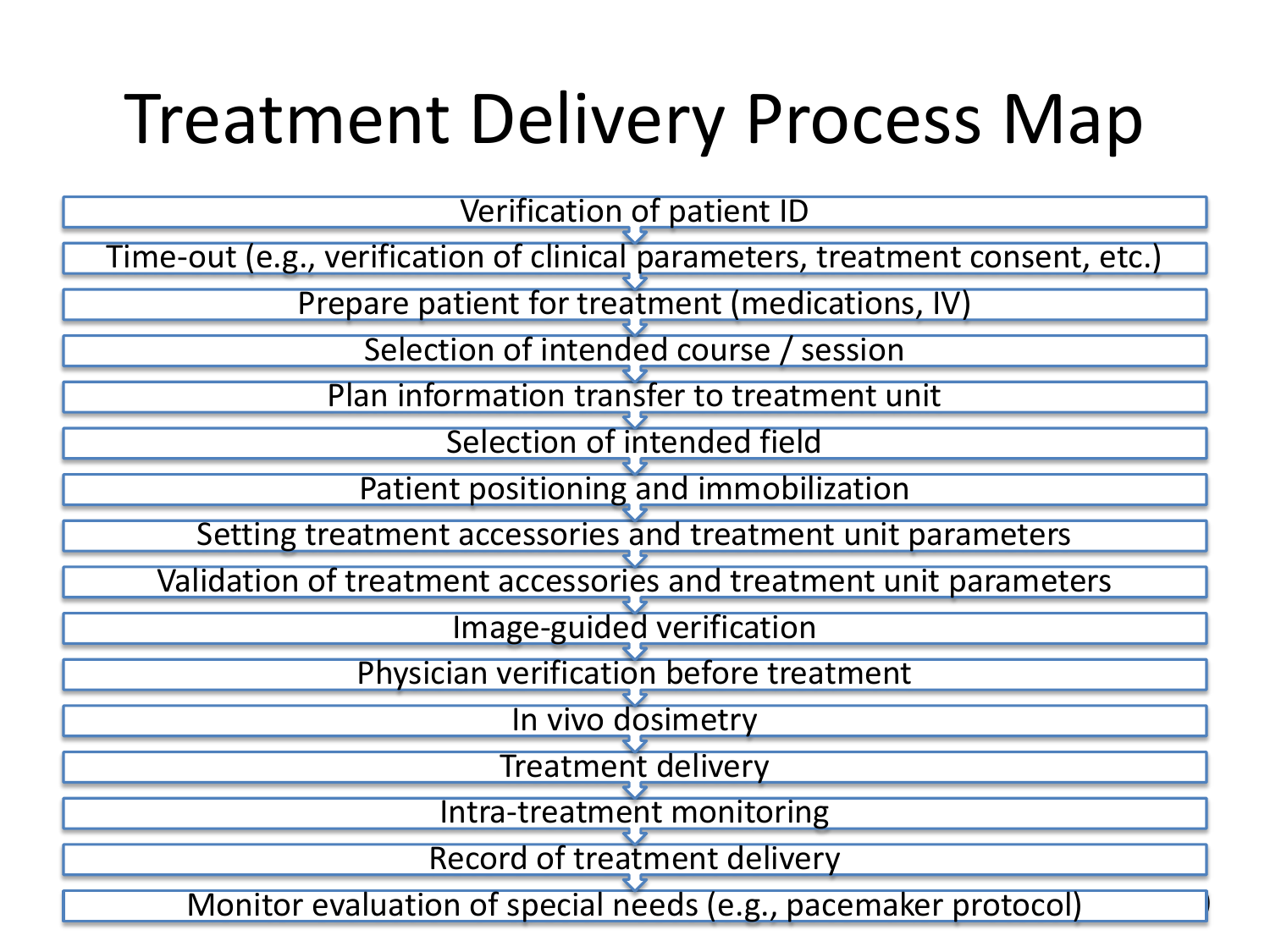# Treatment Delivery Process Map

1. Verification of patient ID
2. Time-out (e.g., verification of clinical parameters, treatment consent, etc.)
3. Prepare patient for treatment (medications, IV)
4. Selection of intended course / session
5. Plan information transfer to treatment unit
6. Selection of intended field
7. Patient positioning and immobilization
8. Setting treatment accessories and treatment unit parameters
9. Validation of treatment accessories and treatment unit parameters
10. Image-guided verification
11. Physician verification before treatment
12. In vivo dosimetry
13. Treatment delivery
14. Intra-treatment monitoring
15. Record of treatment delivery
16. Monitor evaluation of special needs (e.g., pacemaker protocol)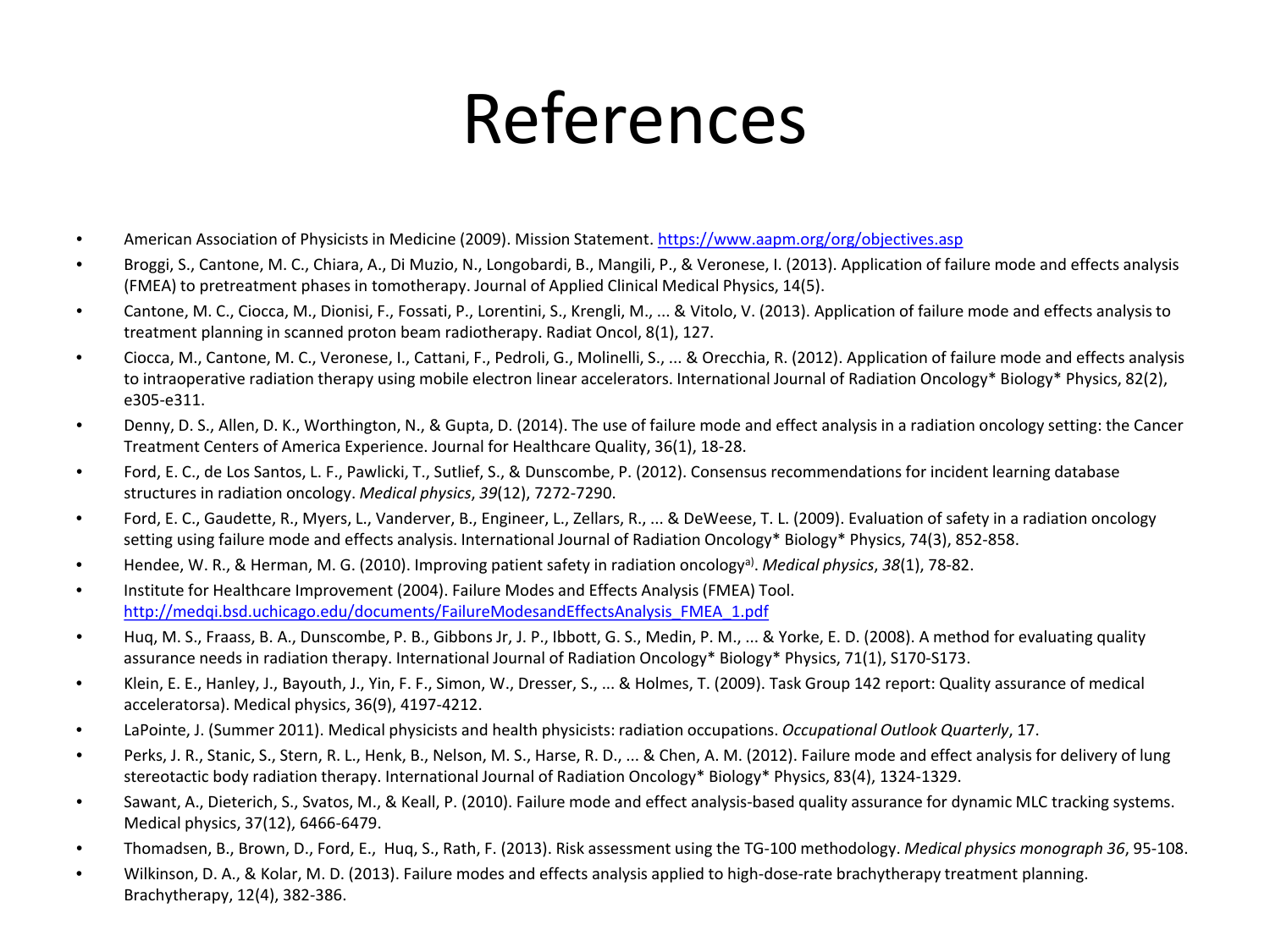# References

- American Association of Physicists in Medicine (2009). Mission Statement. https://www.aapm.org/org/objectives.asp
- Broggi, S., Cantone, M. C., Chiara, A., Di Muzio, N., Longobardi, B., Mangili, P., & Veronese, I. (2013). Application of failure mode and effects analysis (FMEA) to pretreatment phases in tomotherapy. Journal of Applied Clinical Medical Physics, 14(5).
- Cantone, M. C., Ciocca, M., Dionisi, F., Fossati, P., Lorentini, S., Krengli, M., ... & Vitolo, V. (2013). Application of failure mode and effects analysis to treatment planning in scanned proton beam radiotherapy. Radiat Oncol, 8(1), 127.
- Ciocca, M., Cantone, M. C., Veronese, I., Cattani, F., Pedroli, G., Molinelli, S., ... & Orecchia, R. (2012). Application of failure mode and effects analysis to intraoperative radiation therapy using mobile electron linear accelerators. International Journal of Radiation Oncology* Biology* Physics, 82(2), e305-e311.
- Denny, D. S., Allen, D. K., Worthington, N., & Gupta, D. (2014). The use of failure mode and effect analysis in a radiation oncology setting: the Cancer Treatment Centers of America Experience. Journal for Healthcare Quality, 36(1), 18-28.
- Ford, E. C., de Los Santos, L. F., Pawlicki, T., Sutlief, S., & Dunscombe, P. (2012). Consensus recommendations for incident learning database structures in radiation oncology. *Medical physics*, *39*(12), 7272-7290.
- Ford, E. C., Gaudette, R., Myers, L., Vanderver, B., Engineer, L., Zellars, R., ... & DeWeese, T. L. (2009). Evaluation of safety in a radiation oncology setting using failure mode and effects analysis. International Journal of Radiation Oncology* Biology* Physics, 74(3), 852-858.
- Hendee, W. R., & Herman, M. G. (2010). Improving patient safety in radiation oncology[a)]. *Medical physics*, *38*(1), 78-82.
- Institute for Healthcare Improvement (2004). Failure Modes and Effects Analysis (FMEA) Tool. http://medqi.bsd.uchicago.edu/documents/FailureModesandEffectsAnalysis_FMEA_1.pdf
- Huq, M. S., Fraass, B. A., Dunscombe, P. B., Gibbons Jr, J. P., Ibbott, G. S., Medin, P. M., ... & Yorke, E. D. (2008). A method for evaluating quality assurance needs in radiation therapy. International Journal of Radiation Oncology* Biology* Physics, 71(1), S170-S173.
- Klein, E. E., Hanley, J., Bayouth, J., Yin, F. F., Simon, W., Dresser, S., ... & Holmes, T. (2009). Task Group 142 report: Quality assurance of medical acceleratorsa). Medical physics, 36(9), 4197-4212.
- LaPointe, J. (Summer 2011). Medical physicists and health physicists: radiation occupations. *Occupational Outlook Quarterly*, 17.
- Perks, J. R., Stanic, S., Stern, R. L., Henk, B., Nelson, M. S., Harse, R. D., ... & Chen, A. M. (2012). Failure mode and effect analysis for delivery of lung stereotactic body radiation therapy. International Journal of Radiation Oncology* Biology* Physics, 83(4), 1324-1329.
- Sawant, A., Dieterich, S., Svatos, M., & Keall, P. (2010). Failure mode and effect analysis-based quality assurance for dynamic MLC tracking systems. Medical physics, 37(12), 6466-6479.
- Thomadsen, B., Brown, D., Ford, E., Huq, S., Rath, F. (2013). Risk assessment using the TG-100 methodology. *Medical physics monograph 36*, 95-108.
- Wilkinson, D. A., & Kolar, M. D. (2013). Failure modes and effects analysis applied to high-dose-rate brachytherapy treatment planning. Brachytherapy, 12(4), 382-386.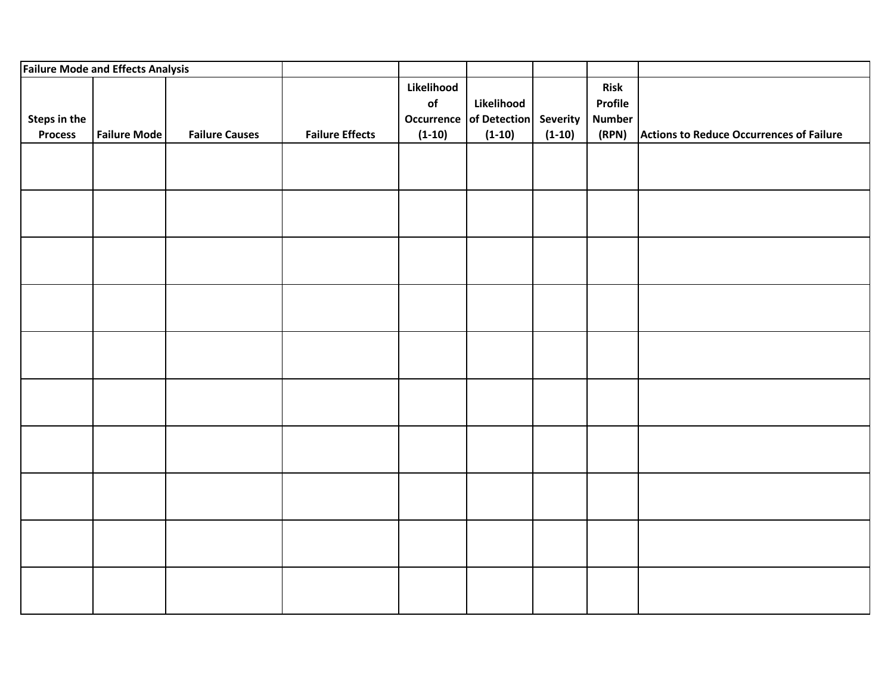| Failure Mode and Effects Analysis | | | | | | | | |
|---|---|---|---|---|---|---|---|---|
| Steps in the Process | Failure Mode | Failure Causes | Failure Effects | Likelihood of Occurrence (1-10) | Likelihood of Detection (1-10) | Severity (1-10) | Risk Profile Number (RPN) | Actions to Reduce Occurrences of Failure |
| | | | | | | | | |
| | | | | | | | | |
| | | | | | | | | |
| | | | | | | | | |
| | | | | | | | | |
| | | | | | | | | |
| | | | | | | | | |
| | | | | | | | | |
| | | | | | | | | |
| | | | | | | | | |